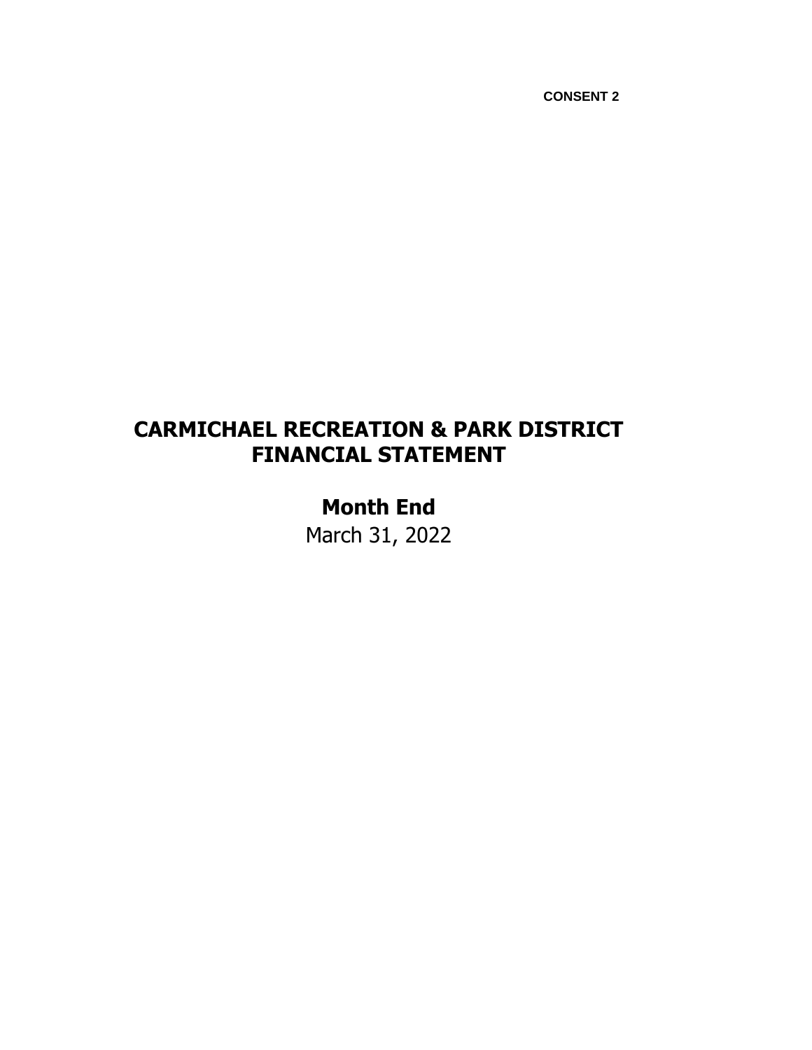**CONSENT 2**

# CARMICHAEL RECREATION & PARK DISTRICT
# FINANCIAL STATEMENT

## Month End

March 31, 2022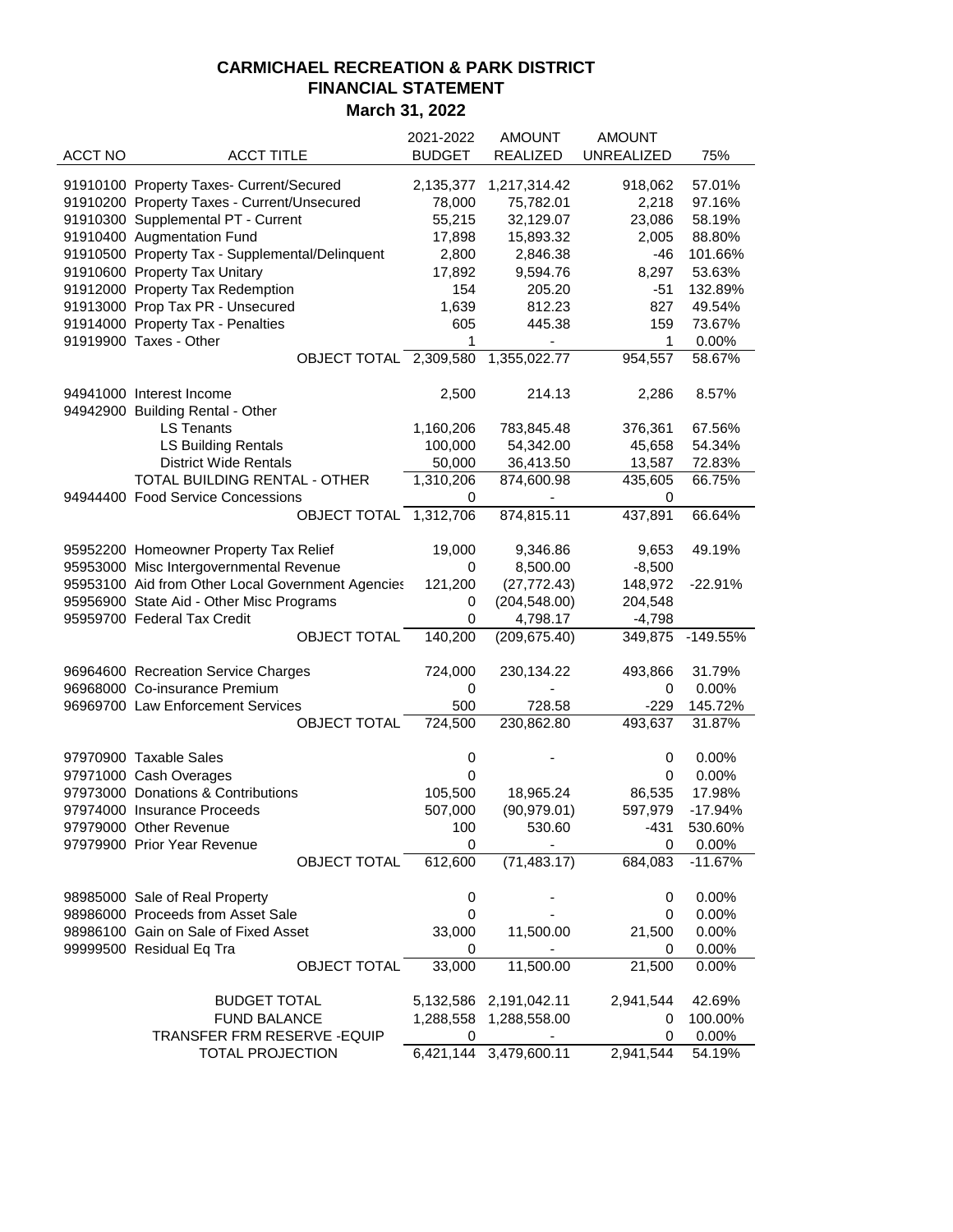# CARMICHAEL RECREATION & PARK DISTRICT
## FINANCIAL STATEMENT
### March 31, 2022

| ACCT NO | ACCT TITLE | 2021-2022 BUDGET | AMOUNT REALIZED | AMOUNT UNREALIZED | 75% |
|---|---|---|---|---|---|
| 91910100 | Property Taxes- Current/Secured | 2,135,377 | 1,217,314.42 | 918,062 | 57.01% |
| 91910200 | Property Taxes - Current/Unsecured | 78,000 | 75,782.01 | 2,218 | 97.16% |
| 91910300 | Supplemental PT - Current | 55,215 | 32,129.07 | 23,086 | 58.19% |
| 91910400 | Augmentation Fund | 17,898 | 15,893.32 | 2,005 | 88.80% |
| 91910500 | Property Tax - Supplemental/Delinquent | 2,800 | 2,846.38 | -46 | 101.66% |
| 91910600 | Property Tax Unitary | 17,892 | 9,594.76 | 8,297 | 53.63% |
| 91912000 | Property Tax Redemption | 154 | 205.20 | -51 | 132.89% |
| 91913000 | Prop Tax PR - Unsecured | 1,639 | 812.23 | 827 | 49.54% |
| 91914000 | Property Tax - Penalties | 605 | 445.38 | 159 | 73.67% |
| 91919900 | Taxes - Other | 1 | - | 1 | 0.00% |
| | OBJECT TOTAL | 2,309,580 | 1,355,022.77 | 954,557 | 58.67% |
| | | | | | |
| 94941000 | Interest Income | 2,500 | 214.13 | 2,286 | 8.57% |
| 94942900 | Building Rental - Other | | | | |
| | LS Tenants | 1,160,206 | 783,845.48 | 376,361 | 67.56% |
| | LS Building Rentals | 100,000 | 54,342.00 | 45,658 | 54.34% |
| | District Wide Rentals | 50,000 | 36,413.50 | 13,587 | 72.83% |
| | TOTAL BUILDING RENTAL - OTHER | 1,310,206 | 874,600.98 | 435,605 | 66.75% |
| 94944400 | Food Service Concessions | 0 | - | 0 | |
| | OBJECT TOTAL | 1,312,706 | 874,815.11 | 437,891 | 66.64% |
| | | | | | |
| 95952200 | Homeowner Property Tax Relief | 19,000 | 9,346.86 | 9,653 | 49.19% |
| 95953000 | Misc Intergovernmental Revenue | 0 | 8,500.00 | -8,500 | |
| 95953100 | Aid from Other Local Government Agencies | 121,200 | (27,772.43) | 148,972 | -22.91% |
| 95956900 | State Aid - Other Misc Programs | 0 | (204,548.00) | 204,548 | |
| 95959700 | Federal Tax Credit | 0 | 4,798.17 | -4,798 | |
| | OBJECT TOTAL | 140,200 | (209,675.40) | 349,875 | -149.55% |
| | | | | | |
| 96964600 | Recreation Service Charges | 724,000 | 230,134.22 | 493,866 | 31.79% |
| 96968000 | Co-insurance Premium | 0 | - | 0 | 0.00% |
| 96969700 | Law Enforcement Services | 500 | 728.58 | -229 | 145.72% |
| | OBJECT TOTAL | 724,500 | 230,862.80 | 493,637 | 31.87% |
| | | | | | |
| 97970900 | Taxable Sales | 0 | - | 0 | 0.00% |
| 97971000 | Cash Overages | 0 | | 0 | 0.00% |
| 97973000 | Donations & Contributions | 105,500 | 18,965.24 | 86,535 | 17.98% |
| 97974000 | Insurance Proceeds | 507,000 | (90,979.01) | 597,979 | -17.94% |
| 97979000 | Other Revenue | 100 | 530.60 | -431 | 530.60% |
| 97979900 | Prior Year Revenue | 0 | - | 0 | 0.00% |
| | OBJECT TOTAL | 612,600 | (71,483.17) | 684,083 | -11.67% |
| | | | | | |
| 98985000 | Sale of Real Property | 0 | - | 0 | 0.00% |
| 98986000 | Proceeds from Asset Sale | 0 | - | 0 | 0.00% |
| 98986100 | Gain on Sale of Fixed Asset | 33,000 | 11,500.00 | 21,500 | 0.00% |
| 99999500 | Residual Eq Tra | 0 | - | 0 | 0.00% |
| | OBJECT TOTAL | 33,000 | 11,500.00 | 21,500 | 0.00% |
| | | | | | |
| | BUDGET TOTAL | 5,132,586 | 2,191,042.11 | 2,941,544 | 42.69% |
| | FUND BALANCE | 1,288,558 | 1,288,558.00 | 0 | 100.00% |
| | TRANSFER FRM RESERVE -EQUIP | 0 | - | 0 | 0.00% |
| | TOTAL PROJECTION | 6,421,144 | 3,479,600.11 | 2,941,544 | 54.19% |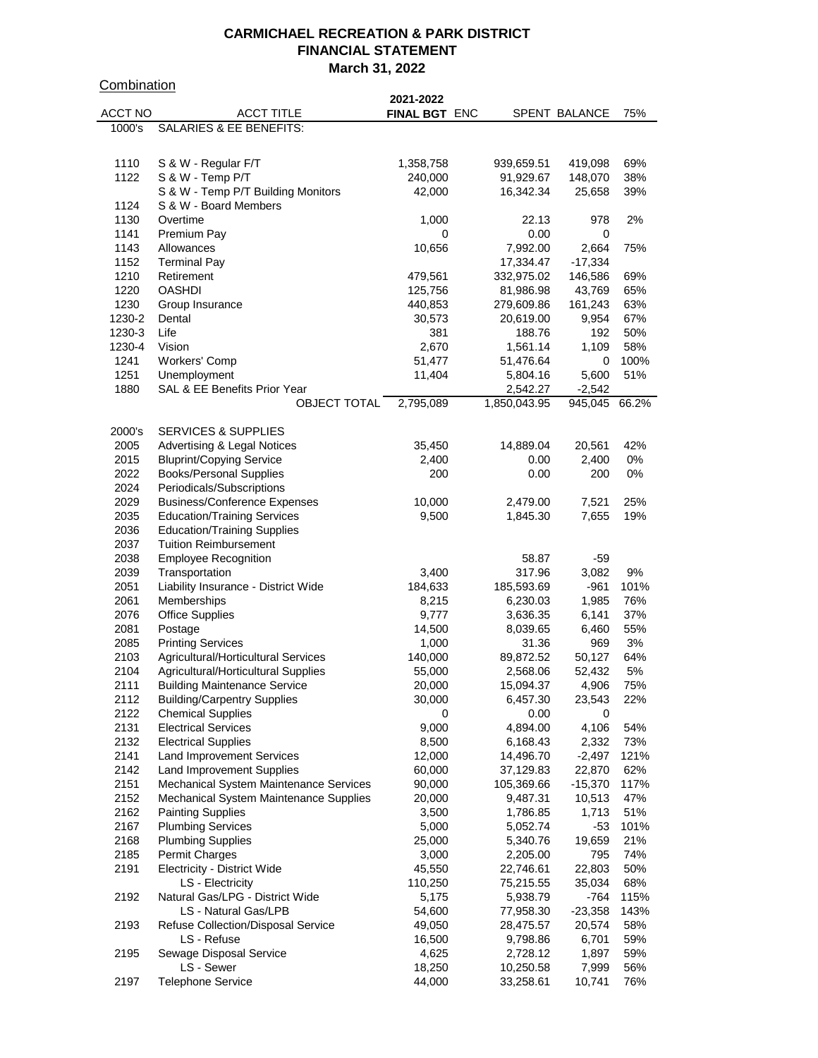# CARMICHAEL RECREATION & PARK DISTRICT
## FINANCIAL STATEMENT
### March 31, 2022

Combination

| ACCT NO | ACCT TITLE | 2021-2022 FINAL BGT | ENC | SPENT | BALANCE | 75% |
|---|---|---|---|---|---|---|
| 1000's | SALARIES & EE BENEFITS: | | | | | |
| 1110 | S & W - Regular F/T | 1,358,758 | | 939,659.51 | 419,098 | 69% |
| 1122 | S & W - Temp P/T | 240,000 | | 91,929.67 | 148,070 | 38% |
| | S & W - Temp P/T Building Monitors | 42,000 | | 16,342.34 | 25,658 | 39% |
| 1124 | S & W - Board Members | | | | | |
| 1130 | Overtime | 1,000 | | 22.13 | 978 | 2% |
| 1141 | Premium Pay | 0 | | 0.00 | 0 | |
| 1143 | Allowances | 10,656 | | 7,992.00 | 2,664 | 75% |
| 1152 | Terminal Pay | | | 17,334.47 | -17,334 | |
| 1210 | Retirement | 479,561 | | 332,975.02 | 146,586 | 69% |
| 1220 | OASHDI | 125,756 | | 81,986.98 | 43,769 | 65% |
| 1230 | Group Insurance | 440,853 | | 279,609.86 | 161,243 | 63% |
| 1230-2 | Dental | 30,573 | | 20,619.00 | 9,954 | 67% |
| 1230-3 | Life | 381 | | 188.76 | 192 | 50% |
| 1230-4 | Vision | 2,670 | | 1,561.14 | 1,109 | 58% |
| 1241 | Workers' Comp | 51,477 | | 51,476.64 | 0 | 100% |
| 1251 | Unemployment | 11,404 | | 5,804.16 | 5,600 | 51% |
| 1880 | SAL & EE Benefits Prior Year | | | 2,542.27 | -2,542 | |
| | OBJECT TOTAL | 2,795,089 | | 1,850,043.95 | 945,045 | 66.2% |
| 2000's | SERVICES & SUPPLIES | | | | | |
| 2005 | Advertising & Legal Notices | 35,450 | | 14,889.04 | 20,561 | 42% |
| 2015 | Bluprint/Copying Service | 2,400 | | 0.00 | 2,400 | 0% |
| 2022 | Books/Personal Supplies | 200 | | 0.00 | 200 | 0% |
| 2024 | Periodicals/Subscriptions | | | | | |
| 2029 | Business/Conference Expenses | 10,000 | | 2,479.00 | 7,521 | 25% |
| 2035 | Education/Training Services | 9,500 | | 1,845.30 | 7,655 | 19% |
| 2036 | Education/Training Supplies | | | | | |
| 2037 | Tuition Reimbursement | | | | | |
| 2038 | Employee Recognition | | | 58.87 | -59 | |
| 2039 | Transportation | 3,400 | | 317.96 | 3,082 | 9% |
| 2051 | Liability Insurance - District Wide | 184,633 | | 185,593.69 | -961 | 101% |
| 2061 | Memberships | 8,215 | | 6,230.03 | 1,985 | 76% |
| 2076 | Office Supplies | 9,777 | | 3,636.35 | 6,141 | 37% |
| 2081 | Postage | 14,500 | | 8,039.65 | 6,460 | 55% |
| 2085 | Printing Services | 1,000 | | 31.36 | 969 | 3% |
| 2103 | Agricultural/Horticultural Services | 140,000 | | 89,872.52 | 50,127 | 64% |
| 2104 | Agricultural/Horticultural Supplies | 55,000 | | 2,568.06 | 52,432 | 5% |
| 2111 | Building Maintenance Service | 20,000 | | 15,094.37 | 4,906 | 75% |
| 2112 | Building/Carpentry Supplies | 30,000 | | 6,457.30 | 23,543 | 22% |
| 2122 | Chemical Supplies | 0 | | 0.00 | 0 | |
| 2131 | Electrical Services | 9,000 | | 4,894.00 | 4,106 | 54% |
| 2132 | Electrical Supplies | 8,500 | | 6,168.43 | 2,332 | 73% |
| 2141 | Land Improvement Services | 12,000 | | 14,496.70 | -2,497 | 121% |
| 2142 | Land Improvement Supplies | 60,000 | | 37,129.83 | 22,870 | 62% |
| 2151 | Mechanical System Maintenance Services | 90,000 | | 105,369.66 | -15,370 | 117% |
| 2152 | Mechanical System Maintenance Supplies | 20,000 | | 9,487.31 | 10,513 | 47% |
| 2162 | Painting Supplies | 3,500 | | 1,786.85 | 1,713 | 51% |
| 2167 | Plumbing Services | 5,000 | | 5,052.74 | -53 | 101% |
| 2168 | Plumbing Supplies | 25,000 | | 5,340.76 | 19,659 | 21% |
| 2185 | Permit Charges | 3,000 | | 2,205.00 | 795 | 74% |
| 2191 | Electricity - District Wide | 45,550 | | 22,746.61 | 22,803 | 50% |
| | LS - Electricity | 110,250 | | 75,215.55 | 35,034 | 68% |
| 2192 | Natural Gas/LPG - District Wide | 5,175 | | 5,938.79 | -764 | 115% |
| | LS - Natural Gas/LPB | 54,600 | | 77,958.30 | -23,358 | 143% |
| 2193 | Refuse Collection/Disposal Service | 49,050 | | 28,475.57 | 20,574 | 58% |
| | LS - Refuse | 16,500 | | 9,798.86 | 6,701 | 59% |
| 2195 | Sewage Disposal Service | 4,625 | | 2,728.12 | 1,897 | 59% |
| | LS - Sewer | 18,250 | | 10,250.58 | 7,999 | 56% |
| 2197 | Telephone Service | 44,000 | | 33,258.61 | 10,741 | 76% |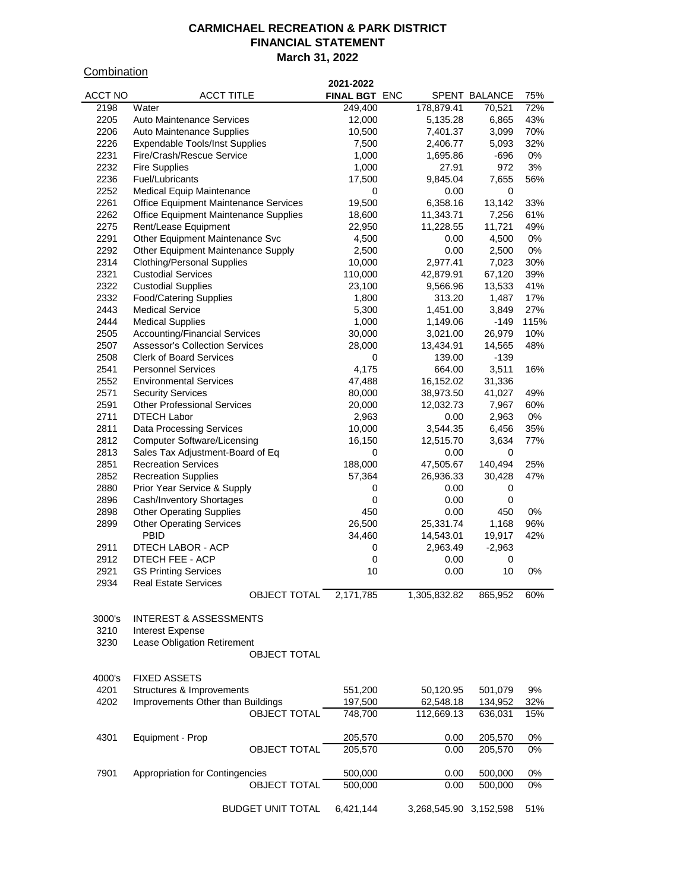# CARMICHAEL RECREATION & PARK DISTRICT
## FINANCIAL STATEMENT
### March 31, 2022

Combination

| ACCT NO | ACCT TITLE | 2021-2022 FINAL BGT | ENC | SPENT | BALANCE | 75% |
|---|---|---|---|---|---|---|
| 2198 | Water | 249,400 | | 178,879.41 | 70,521 | 72% |
| 2205 | Auto Maintenance Services | 12,000 | | 5,135.28 | 6,865 | 43% |
| 2206 | Auto Maintenance Supplies | 10,500 | | 7,401.37 | 3,099 | 70% |
| 2226 | Expendable Tools/Inst Supplies | 7,500 | | 2,406.77 | 5,093 | 32% |
| 2231 | Fire/Crash/Rescue Service | 1,000 | | 1,695.86 | -696 | 0% |
| 2232 | Fire Supplies | 1,000 | | 27.91 | 972 | 3% |
| 2236 | Fuel/Lubricants | 17,500 | | 9,845.04 | 7,655 | 56% |
| 2252 | Medical Equip Maintenance | 0 | | 0.00 | 0 | |
| 2261 | Office Equipment Maintenance Services | 19,500 | | 6,358.16 | 13,142 | 33% |
| 2262 | Office Equipment Maintenance Supplies | 18,600 | | 11,343.71 | 7,256 | 61% |
| 2275 | Rent/Lease Equipment | 22,950 | | 11,228.55 | 11,721 | 49% |
| 2291 | Other Equipment Maintenance Svc | 4,500 | | 0.00 | 4,500 | 0% |
| 2292 | Other Equipment Maintenance Supply | 2,500 | | 0.00 | 2,500 | 0% |
| 2314 | Clothing/Personal Supplies | 10,000 | | 2,977.41 | 7,023 | 30% |
| 2321 | Custodial Services | 110,000 | | 42,879.91 | 67,120 | 39% |
| 2322 | Custodial Supplies | 23,100 | | 9,566.96 | 13,533 | 41% |
| 2332 | Food/Catering Supplies | 1,800 | | 313.20 | 1,487 | 17% |
| 2443 | Medical Service | 5,300 | | 1,451.00 | 3,849 | 27% |
| 2444 | Medical Supplies | 1,000 | | 1,149.06 | -149 | 115% |
| 2505 | Accounting/Financial Services | 30,000 | | 3,021.00 | 26,979 | 10% |
| 2507 | Assessor's Collection Services | 28,000 | | 13,434.91 | 14,565 | 48% |
| 2508 | Clerk of Board Services | 0 | | 139.00 | -139 | |
| 2541 | Personnel Services | 4,175 | | 664.00 | 3,511 | 16% |
| 2552 | Environmental Services | 47,488 | | 16,152.02 | 31,336 | |
| 2571 | Security Services | 80,000 | | 38,973.50 | 41,027 | 49% |
| 2591 | Other Professional Services | 20,000 | | 12,032.73 | 7,967 | 60% |
| 2711 | DTECH Labor | 2,963 | | 0.00 | 2,963 | 0% |
| 2811 | Data Processing Services | 10,000 | | 3,544.35 | 6,456 | 35% |
| 2812 | Computer Software/Licensing | 16,150 | | 12,515.70 | 3,634 | 77% |
| 2813 | Sales Tax Adjustment-Board of Eq | 0 | | 0.00 | 0 | |
| 2851 | Recreation Services | 188,000 | | 47,505.67 | 140,494 | 25% |
| 2852 | Recreation Supplies | 57,364 | | 26,936.33 | 30,428 | 47% |
| 2880 | Prior Year Service & Supply | 0 | | 0.00 | 0 | |
| 2896 | Cash/Inventory Shortages | 0 | | 0.00 | 0 | |
| 2898 | Other Operating Supplies | 450 | | 0.00 | 450 | 0% |
| 2899 | Other Operating Services | 26,500 | | 25,331.74 | 1,168 | 96% |
| | PBID | 34,460 | | 14,543.01 | 19,917 | 42% |
| 2911 | DTECH LABOR - ACP | 0 | | 2,963.49 | -2,963 | |
| 2912 | DTECH FEE - ACP | 0 | | 0.00 | 0 | |
| 2921 | GS Printing Services | 10 | | 0.00 | 10 | 0% |
| 2934 | Real Estate Services | | | | | |
| | OBJECT TOTAL | 2,171,785 | | 1,305,832.82 | 865,952 | 60% |
| | | | | | | |
| 3000's | INTEREST & ASSESSMENTS | | | | | |
| 3210 | Interest Expense | | | | | |
| 3230 | Lease Obligation Retirement | | | | | |
| | OBJECT TOTAL | | | | | |
| | | | | | | |
| 4000's | FIXED ASSETS | | | | | |
| 4201 | Structures & Improvements | 551,200 | | 50,120.95 | 501,079 | 9% |
| 4202 | Improvements Other than Buildings | 197,500 | | 62,548.18 | 134,952 | 32% |
| | OBJECT TOTAL | 748,700 | | 112,669.13 | 636,031 | 15% |
| | | | | | | |
| 4301 | Equipment - Prop | 205,570 | | 0.00 | 205,570 | 0% |
| | OBJECT TOTAL | 205,570 | | 0.00 | 205,570 | 0% |
| | | | | | | |
| 7901 | Appropriation for Contingencies | 500,000 | | 0.00 | 500,000 | 0% |
| | OBJECT TOTAL | 500,000 | | 0.00 | 500,000 | 0% |
| | | | | | | |
| | BUDGET UNIT TOTAL | 6,421,144 | | 3,268,545.90 | 3,152,598 | 51% |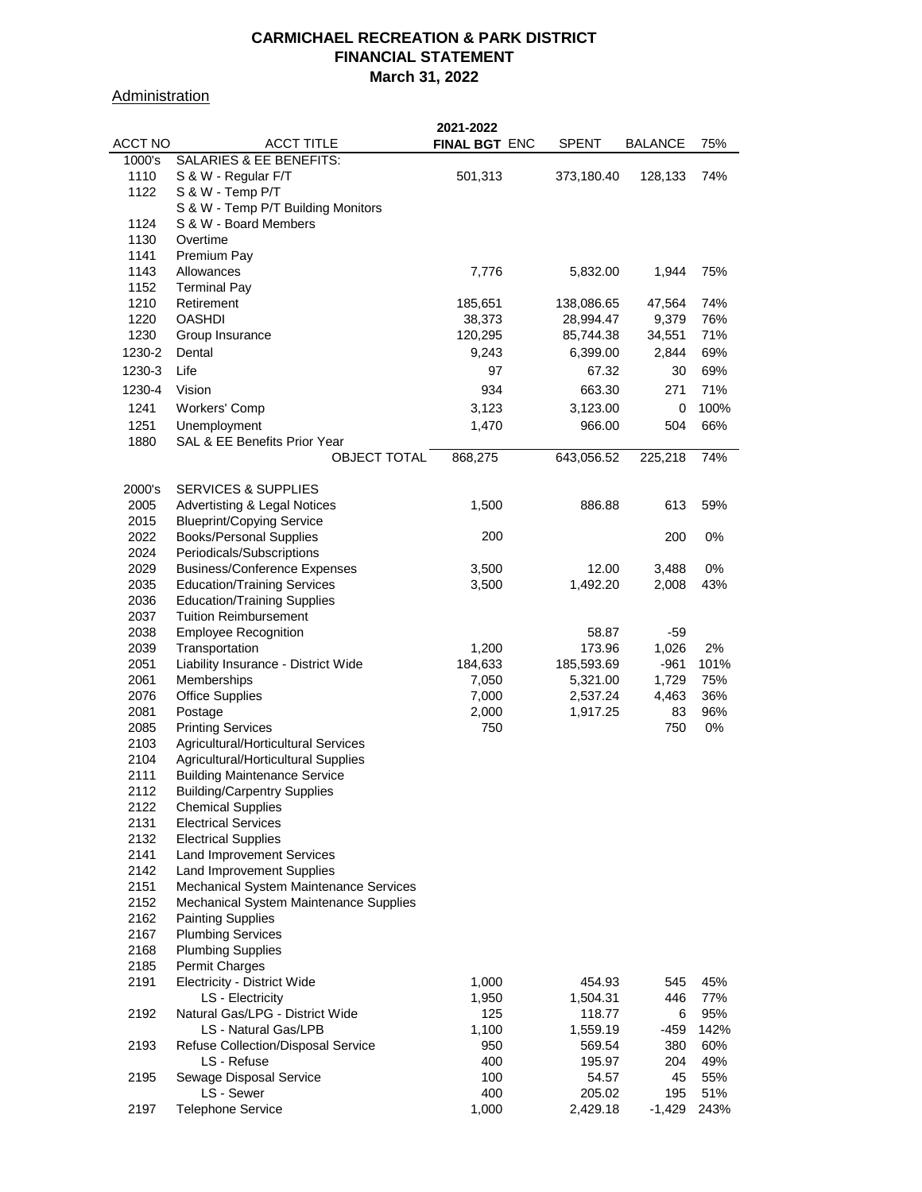# CARMICHAEL RECREATION & PARK DISTRICT
## FINANCIAL STATEMENT
### March 31, 2022

Administration

| ACCT NO | ACCT TITLE | 2021-2022 FINAL BGT | ENC | SPENT | BALANCE | 75% |
|---|---|---|---|---|---|---|
| 1000's | SALARIES & EE BENEFITS: | | | | | |
| 1110 | S & W - Regular F/T | 501,313 | | 373,180.40 | 128,133 | 74% |
| 1122 | S & W - Temp P/T | | | | | |
| | S & W - Temp P/T Building Monitors | | | | | |
| 1124 | S & W - Board Members | | | | | |
| 1130 | Overtime | | | | | |
| 1141 | Premium Pay | | | | | |
| 1143 | Allowances | 7,776 | | 5,832.00 | 1,944 | 75% |
| 1152 | Terminal Pay | | | | | |
| 1210 | Retirement | 185,651 | | 138,086.65 | 47,564 | 74% |
| 1220 | OASHDI | 38,373 | | 28,994.47 | 9,379 | 76% |
| 1230 | Group Insurance | 120,295 | | 85,744.38 | 34,551 | 71% |
| 1230-2 | Dental | 9,243 | | 6,399.00 | 2,844 | 69% |
| 1230-3 | Life | 97 | | 67.32 | 30 | 69% |
| 1230-4 | Vision | 934 | | 663.30 | 271 | 71% |
| 1241 | Workers' Comp | 3,123 | | 3,123.00 | 0 | 100% |
| 1251 | Unemployment | 1,470 | | 966.00 | 504 | 66% |
| 1880 | SAL & EE Benefits Prior Year | | | | | |
| | OBJECT TOTAL | 868,275 | | 643,056.52 | 225,218 | 74% |
| | | | | | | |
| 2000's | SERVICES & SUPPLIES | | | | | |
| 2005 | Advertisting & Legal Notices | 1,500 | | 886.88 | 613 | 59% |
| 2015 | Blueprint/Copying Service | | | | | |
| 2022 | Books/Personal Supplies | 200 | | | 200 | 0% |
| 2024 | Periodicals/Subscriptions | | | | | |
| 2029 | Business/Conference Expenses | 3,500 | | 12.00 | 3,488 | 0% |
| 2035 | Education/Training Services | 3,500 | | 1,492.20 | 2,008 | 43% |
| 2036 | Education/Training Supplies | | | | | |
| 2037 | Tuition Reimbursement | | | | | |
| 2038 | Employee Recognition | | | 58.87 | -59 | |
| 2039 | Transportation | 1,200 | | 173.96 | 1,026 | 2% |
| 2051 | Liability Insurance - District Wide | 184,633 | | 185,593.69 | -961 | 101% |
| 2061 | Memberships | 7,050 | | 5,321.00 | 1,729 | 75% |
| 2076 | Office Supplies | 7,000 | | 2,537.24 | 4,463 | 36% |
| 2081 | Postage | 2,000 | | 1,917.25 | 83 | 96% |
| 2085 | Printing Services | 750 | | | 750 | 0% |
| 2103 | Agricultural/Horticultural Services | | | | | |
| 2104 | Agricultural/Horticultural Supplies | | | | | |
| 2111 | Building Maintenance Service | | | | | |
| 2112 | Building/Carpentry Supplies | | | | | |
| 2122 | Chemical Supplies | | | | | |
| 2131 | Electrical Services | | | | | |
| 2132 | Electrical Supplies | | | | | |
| 2141 | Land Improvement Services | | | | | |
| 2142 | Land Improvement Supplies | | | | | |
| 2151 | Mechanical System Maintenance Services | | | | | |
| 2152 | Mechanical System Maintenance Supplies | | | | | |
| 2162 | Painting Supplies | | | | | |
| 2167 | Plumbing Services | | | | | |
| 2168 | Plumbing Supplies | | | | | |
| 2185 | Permit Charges | | | | | |
| 2191 | Electricity - District Wide | 1,000 | | 454.93 | 545 | 45% |
| | LS - Electricity | 1,950 | | 1,504.31 | 446 | 77% |
| 2192 | Natural Gas/LPG - District Wide | 125 | | 118.77 | 6 | 95% |
| | LS - Natural Gas/LPB | 1,100 | | 1,559.19 | -459 | 142% |
| 2193 | Refuse Collection/Disposal Service | 950 | | 569.54 | 380 | 60% |
| | LS - Refuse | 400 | | 195.97 | 204 | 49% |
| 2195 | Sewage Disposal Service | 100 | | 54.57 | 45 | 55% |
| | LS - Sewer | 400 | | 205.02 | 195 | 51% |
| 2197 | Telephone Service | 1,000 | | 2,429.18 | -1,429 | 243% |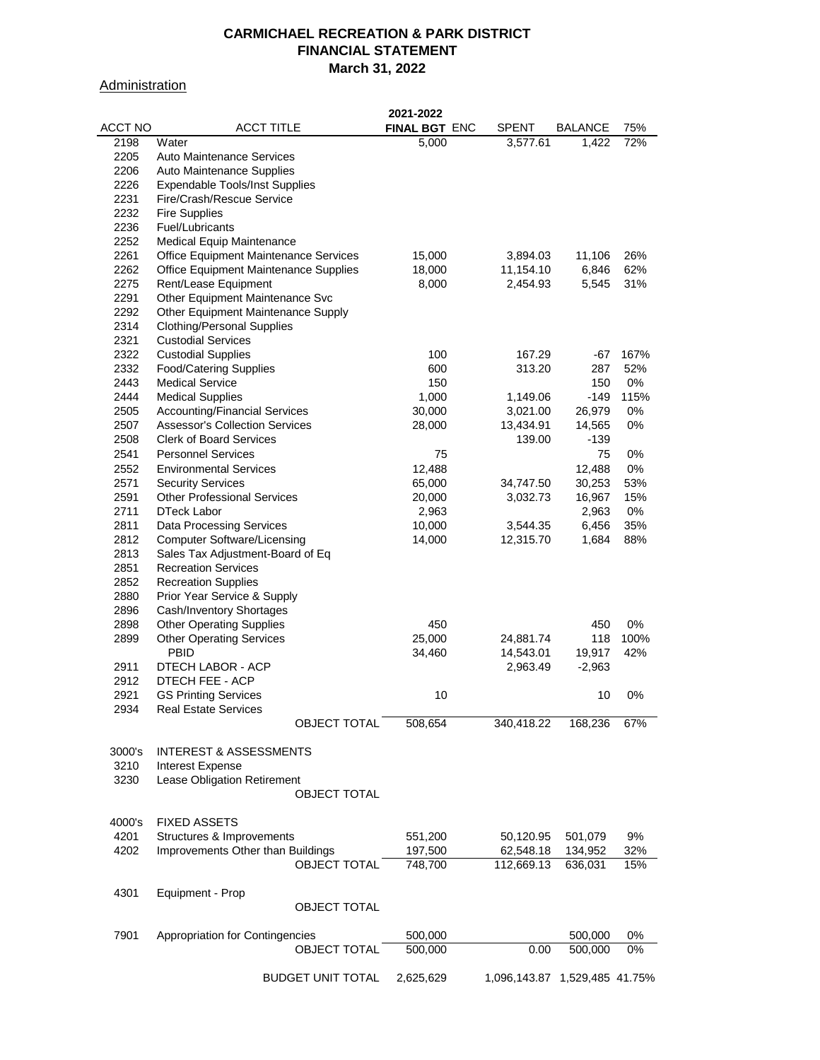# CARMICHAEL RECREATION & PARK DISTRICT
## FINANCIAL STATEMENT
### March 31, 2022

Administration

| ACCT NO | ACCT TITLE | 2021-2022 FINAL BGT | ENC | SPENT | BALANCE | 75% |
|---|---|---|---|---|---|---|
| 2198 | Water | 5,000 | | 3,577.61 | 1,422 | 72% |
| 2205 | Auto Maintenance Services | | | | | |
| 2206 | Auto Maintenance Supplies | | | | | |
| 2226 | Expendable Tools/Inst Supplies | | | | | |
| 2231 | Fire/Crash/Rescue Service | | | | | |
| 2232 | Fire Supplies | | | | | |
| 2236 | Fuel/Lubricants | | | | | |
| 2252 | Medical Equip Maintenance | | | | | |
| 2261 | Office Equipment Maintenance Services | 15,000 | | 3,894.03 | 11,106 | 26% |
| 2262 | Office Equipment Maintenance Supplies | 18,000 | | 11,154.10 | 6,846 | 62% |
| 2275 | Rent/Lease Equipment | 8,000 | | 2,454.93 | 5,545 | 31% |
| 2291 | Other Equipment Maintenance Svc | | | | | |
| 2292 | Other Equipment Maintenance Supply | | | | | |
| 2314 | Clothing/Personal Supplies | | | | | |
| 2321 | Custodial Services | | | | | |
| 2322 | Custodial Supplies | 100 | | 167.29 | -67 | 167% |
| 2332 | Food/Catering Supplies | 600 | | 313.20 | 287 | 52% |
| 2443 | Medical Service | 150 | | | 150 | 0% |
| 2444 | Medical Supplies | 1,000 | | 1,149.06 | -149 | 115% |
| 2505 | Accounting/Financial Services | 30,000 | | 3,021.00 | 26,979 | 0% |
| 2507 | Assessor's Collection Services | 28,000 | | 13,434.91 | 14,565 | 0% |
| 2508 | Clerk of Board Services | | | 139.00 | -139 | |
| 2541 | Personnel Services | 75 | | | 75 | 0% |
| 2552 | Environmental Services | 12,488 | | | 12,488 | 0% |
| 2571 | Security Services | 65,000 | | 34,747.50 | 30,253 | 53% |
| 2591 | Other Professional Services | 20,000 | | 3,032.73 | 16,967 | 15% |
| 2711 | DTeck Labor | 2,963 | | | 2,963 | 0% |
| 2811 | Data Processing Services | 10,000 | | 3,544.35 | 6,456 | 35% |
| 2812 | Computer Software/Licensing | 14,000 | | 12,315.70 | 1,684 | 88% |
| 2813 | Sales Tax Adjustment-Board of Eq | | | | | |
| 2851 | Recreation Services | | | | | |
| 2852 | Recreation Supplies | | | | | |
| 2880 | Prior Year Service & Supply | | | | | |
| 2896 | Cash/Inventory Shortages | | | | | |
| 2898 | Other Operating Supplies | 450 | | | 450 | 0% |
| 2899 | Other Operating Services | 25,000 | | 24,881.74 | 118 | 100% |
| | PBID | 34,460 | | 14,543.01 | 19,917 | 42% |
| 2911 | DTECH LABOR - ACP | | | 2,963.49 | -2,963 | |
| 2912 | DTECH FEE - ACP | | | | | |
| 2921 | GS Printing Services | 10 | | | 10 | 0% |
| 2934 | Real Estate Services | | | | | |
| | OBJECT TOTAL | 508,654 | | 340,418.22 | 168,236 | 67% |
| | | | | | | |
| 3000's | INTEREST & ASSESSMENTS | | | | | |
| 3210 | Interest Expense | | | | | |
| 3230 | Lease Obligation Retirement | | | | | |
| | OBJECT TOTAL | | | | | |
| | | | | | | |
| 4000's | FIXED ASSETS | | | | | |
| 4201 | Structures & Improvements | 551,200 | | 50,120.95 | 501,079 | 9% |
| 4202 | Improvements Other than Buildings | 197,500 | | 62,548.18 | 134,952 | 32% |
| | OBJECT TOTAL | 748,700 | | 112,669.13 | 636,031 | 15% |
| | | | | | | |
| 4301 | Equipment - Prop | | | | | |
| | OBJECT TOTAL | | | | | |
| | | | | | | |
| 7901 | Appropriation for Contingencies | 500,000 | | | 500,000 | 0% |
| | OBJECT TOTAL | 500,000 | | 0.00 | 500,000 | 0% |
| | | | | | | |
| | BUDGET UNIT TOTAL | 2,625,629 | | 1,096,143.87 | 1,529,485 | 41.75% |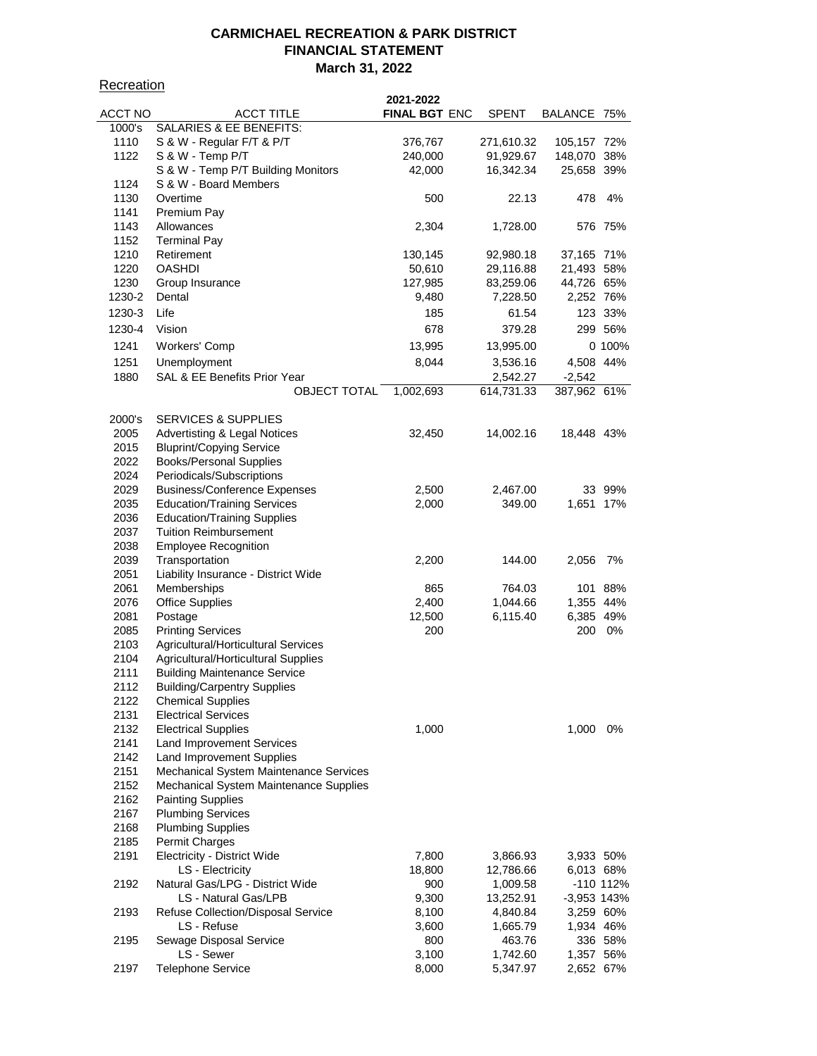# CARMICHAEL RECREATION & PARK DISTRICT
## FINANCIAL STATEMENT
### March 31, 2022

Recreation

| ACCT NO | ACCT TITLE | 2021-2022 FINAL BGT | ENC | SPENT | BALANCE | 75% |
|---|---|---|---|---|---|---|
| 1000's | SALARIES & EE BENEFITS: | | | | | |
| 1110 | S & W - Regular F/T & P/T | 376,767 | | 271,610.32 | 105,157 | 72% |
| 1122 | S & W - Temp P/T | 240,000 | | 91,929.67 | 148,070 | 38% |
| | S & W - Temp P/T Building Monitors | 42,000 | | 16,342.34 | 25,658 | 39% |
| 1124 | S & W - Board Members | | | | | |
| 1130 | Overtime | 500 | | 22.13 | 478 | 4% |
| 1141 | Premium Pay | | | | | |
| 1143 | Allowances | 2,304 | | 1,728.00 | 576 | 75% |
| 1152 | Terminal Pay | | | | | |
| 1210 | Retirement | 130,145 | | 92,980.18 | 37,165 | 71% |
| 1220 | OASHDI | 50,610 | | 29,116.88 | 21,493 | 58% |
| 1230 | Group Insurance | 127,985 | | 83,259.06 | 44,726 | 65% |
| 1230-2 | Dental | 9,480 | | 7,228.50 | 2,252 | 76% |
| 1230-3 | Life | 185 | | 61.54 | 123 | 33% |
| 1230-4 | Vision | 678 | | 379.28 | 299 | 56% |
| 1241 | Workers' Comp | 13,995 | | 13,995.00 | 0 | 100% |
| 1251 | Unemployment | 8,044 | | 3,536.16 | 4,508 | 44% |
| 1880 | SAL & EE Benefits Prior Year | | | 2,542.27 | -2,542 | |
| | OBJECT TOTAL | 1,002,693 | | 614,731.33 | 387,962 | 61% |
| | | | | | | |
| 2000's | SERVICES & SUPPLIES | | | | | |
| 2005 | Advertisting & Legal Notices | 32,450 | | 14,002.16 | 18,448 | 43% |
| 2015 | Bluprint/Copying Service | | | | | |
| 2022 | Books/Personal Supplies | | | | | |
| 2024 | Periodicals/Subscriptions | | | | | |
| 2029 | Business/Conference Expenses | 2,500 | | 2,467.00 | 33 | 99% |
| 2035 | Education/Training Services | 2,000 | | 349.00 | 1,651 | 17% |
| 2036 | Education/Training Supplies | | | | | |
| 2037 | Tuition Reimbursement | | | | | |
| 2038 | Employee Recognition | | | | | |
| 2039 | Transportation | 2,200 | | 144.00 | 2,056 | 7% |
| 2051 | Liability Insurance - District Wide | | | | | |
| 2061 | Memberships | 865 | | 764.03 | 101 | 88% |
| 2076 | Office Supplies | 2,400 | | 1,044.66 | 1,355 | 44% |
| 2081 | Postage | 12,500 | | 6,115.40 | 6,385 | 49% |
| 2085 | Printing Services | 200 | | | 200 | 0% |
| 2103 | Agricultural/Horticultural Services | | | | | |
| 2104 | Agricultural/Horticultural Supplies | | | | | |
| 2111 | Building Maintenance Service | | | | | |
| 2112 | Building/Carpentry Supplies | | | | | |
| 2122 | Chemical Supplies | | | | | |
| 2131 | Electrical Services | | | | | |
| 2132 | Electrical Supplies | 1,000 | | | 1,000 | 0% |
| 2141 | Land Improvement Services | | | | | |
| 2142 | Land Improvement Supplies | | | | | |
| 2151 | Mechanical System Maintenance Services | | | | | |
| 2152 | Mechanical System Maintenance Supplies | | | | | |
| 2162 | Painting Supplies | | | | | |
| 2167 | Plumbing Services | | | | | |
| 2168 | Plumbing Supplies | | | | | |
| 2185 | Permit Charges | | | | | |
| 2191 | Electricity - District Wide | 7,800 | | 3,866.93 | 3,933 | 50% |
| | LS - Electricity | 18,800 | | 12,786.66 | 6,013 | 68% |
| 2192 | Natural Gas/LPG - District Wide | 900 | | 1,009.58 | -110 | 112% |
| | LS - Natural Gas/LPB | 9,300 | | 13,252.91 | -3,953 | 143% |
| 2193 | Refuse Collection/Disposal Service | 8,100 | | 4,840.84 | 3,259 | 60% |
| | LS - Refuse | 3,600 | | 1,665.79 | 1,934 | 46% |
| 2195 | Sewage Disposal Service | 800 | | 463.76 | 336 | 58% |
| | LS - Sewer | 3,100 | | 1,742.60 | 1,357 | 56% |
| 2197 | Telephone Service | 8,000 | | 5,347.97 | 2,652 | 67% |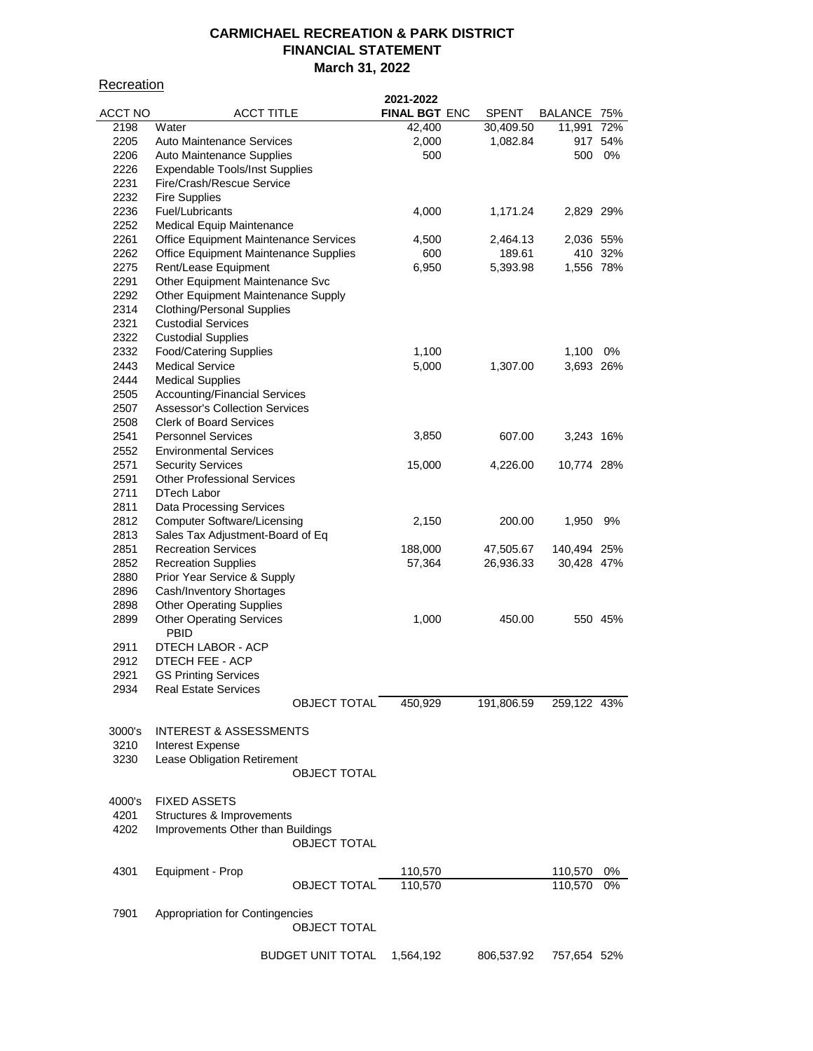**CARMICHAEL RECREATION & PARK DISTRICT**
**FINANCIAL STATEMENT**
**March 31, 2022**

Recreation

| ACCT NO | ACCT TITLE | 2021-2022 FINAL BGT | ENC | SPENT | BALANCE | 75% |
|---|---|---|---|---|---|---|
| 2198 | Water | 42,400 | | 30,409.50 | 11,991 | 72% |
| 2205 | Auto Maintenance Services | 2,000 | | 1,082.84 | 917 | 54% |
| 2206 | Auto Maintenance Supplies | 500 | | | 500 | 0% |
| 2226 | Expendable Tools/Inst Supplies | | | | | |
| 2231 | Fire/Crash/Rescue Service | | | | | |
| 2232 | Fire Supplies | | | | | |
| 2236 | Fuel/Lubricants | 4,000 | | 1,171.24 | 2,829 | 29% |
| 2252 | Medical Equip Maintenance | | | | | |
| 2261 | Office Equipment Maintenance Services | 4,500 | | 2,464.13 | 2,036 | 55% |
| 2262 | Office Equipment Maintenance Supplies | 600 | | 189.61 | 410 | 32% |
| 2275 | Rent/Lease Equipment | 6,950 | | 5,393.98 | 1,556 | 78% |
| 2291 | Other Equipment Maintenance Svc | | | | | |
| 2292 | Other Equipment Maintenance Supply | | | | | |
| 2314 | Clothing/Personal Supplies | | | | | |
| 2321 | Custodial Services | | | | | |
| 2322 | Custodial Supplies | | | | | |
| 2332 | Food/Catering Supplies | 1,100 | | | 1,100 | 0% |
| 2443 | Medical Service | 5,000 | | 1,307.00 | 3,693 | 26% |
| 2444 | Medical Supplies | | | | | |
| 2505 | Accounting/Financial Services | | | | | |
| 2507 | Assessor's Collection Services | | | | | |
| 2508 | Clerk of Board Services | | | | | |
| 2541 | Personnel Services | 3,850 | | 607.00 | 3,243 | 16% |
| 2552 | Environmental Services | | | | | |
| 2571 | Security Services | 15,000 | | 4,226.00 | 10,774 | 28% |
| 2591 | Other Professional Services | | | | | |
| 2711 | DTech Labor | | | | | |
| 2811 | Data Processing Services | | | | | |
| 2812 | Computer Software/Licensing | 2,150 | | 200.00 | 1,950 | 9% |
| 2813 | Sales Tax Adjustment-Board of Eq | | | | | |
| 2851 | Recreation Services | 188,000 | | 47,505.67 | 140,494 | 25% |
| 2852 | Recreation Supplies | 57,364 | | 26,936.33 | 30,428 | 47% |
| 2880 | Prior Year Service & Supply | | | | | |
| 2896 | Cash/Inventory Shortages | | | | | |
| 2898 | Other Operating Supplies | | | | | |
| 2899 | Other Operating Services | 1,000 | | 450.00 | 550 | 45% |
| | PBID | | | | | |
| 2911 | DTECH LABOR - ACP | | | | | |
| 2912 | DTECH FEE - ACP | | | | | |
| 2921 | GS Printing Services | | | | | |
| 2934 | Real Estate Services | | | | | |
| | OBJECT TOTAL | 450,929 | | 191,806.59 | 259,122 | 43% |
| | | | | | | |
| 3000's | INTEREST & ASSESSMENTS | | | | | |
| 3210 | Interest Expense | | | | | |
| 3230 | Lease Obligation Retirement | | | | | |
| | OBJECT TOTAL | | | | | |
| | | | | | | |
| 4000's | FIXED ASSETS | | | | | |
| 4201 | Structures & Improvements | | | | | |
| 4202 | Improvements Other than Buildings | | | | | |
| | OBJECT TOTAL | | | | | |
| | | | | | | |
| 4301 | Equipment - Prop | 110,570 | | | 110,570 | 0% |
| | OBJECT TOTAL | 110,570 | | | 110,570 | 0% |
| | | | | | | |
| 7901 | Appropriation for Contingencies | | | | | |
| | OBJECT TOTAL | | | | | |
| | | | | | | |
| | BUDGET UNIT TOTAL | 1,564,192 | | 806,537.92 | 757,654 | 52% |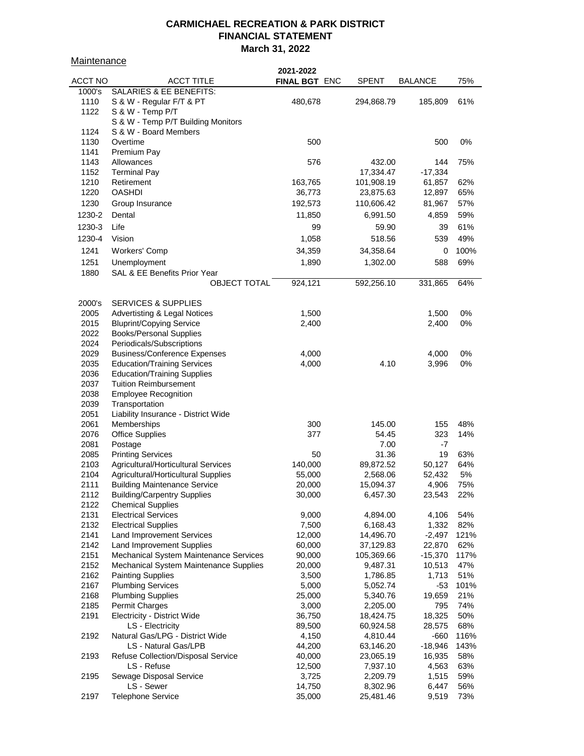**CARMICHAEL RECREATION & PARK DISTRICT**
**FINANCIAL STATEMENT**
**March 31, 2022**

Maintenance

| ACCT NO | ACCT TITLE | 2021-2022 FINAL BGT | ENC | SPENT | BALANCE | 75% |
|---|---|---|---|---|---|---|
| 1000's | SALARIES & EE BENEFITS: | | | | | |
| 1110 | S & W - Regular F/T & PT | 480,678 | | 294,868.79 | 185,809 | 61% |
| 1122 | S & W - Temp P/T | | | | | |
| | S & W - Temp P/T Building Monitors | | | | | |
| 1124 | S & W - Board Members | | | | | |
| 1130 | Overtime | 500 | | | 500 | 0% |
| 1141 | Premium Pay | | | | | |
| 1143 | Allowances | 576 | | 432.00 | 144 | 75% |
| 1152 | Terminal Pay | | | 17,334.47 | -17,334 | |
| 1210 | Retirement | 163,765 | | 101,908.19 | 61,857 | 62% |
| 1220 | OASHDI | 36,773 | | 23,875.63 | 12,897 | 65% |
| 1230 | Group Insurance | 192,573 | | 110,606.42 | 81,967 | 57% |
| 1230-2 | Dental | 11,850 | | 6,991.50 | 4,859 | 59% |
| 1230-3 | Life | 99 | | 59.90 | 39 | 61% |
| 1230-4 | Vision | 1,058 | | 518.56 | 539 | 49% |
| 1241 | Workers' Comp | 34,359 | | 34,358.64 | 0 | 100% |
| 1251 | Unemployment | 1,890 | | 1,302.00 | 588 | 69% |
| 1880 | SAL & EE Benefits Prior Year | | | | | |
| | OBJECT TOTAL | 924,121 | | 592,256.10 | 331,865 | 64% |
| | | | | | | |
| 2000's | SERVICES & SUPPLIES | | | | | |
| 2005 | Advertising & Legal Notices | 1,500 | | | 1,500 | 0% |
| 2015 | Bluprint/Copying Service | 2,400 | | | 2,400 | 0% |
| 2022 | Books/Personal Supplies | | | | | |
| 2024 | Periodicals/Subscriptions | | | | | |
| 2029 | Business/Conference Expenses | 4,000 | | | 4,000 | 0% |
| 2035 | Education/Training Services | 4,000 | | 4.10 | 3,996 | 0% |
| 2036 | Education/Training Supplies | | | | | |
| 2037 | Tuition Reimbursement | | | | | |
| 2038 | Employee Recognition | | | | | |
| 2039 | Transportation | | | | | |
| 2051 | Liability Insurance - District Wide | | | | | |
| 2061 | Memberships | 300 | | 145.00 | 155 | 48% |
| 2076 | Office Supplies | 377 | | 54.45 | 323 | 14% |
| 2081 | Postage | | | 7.00 | -7 | |
| 2085 | Printing Services | 50 | | 31.36 | 19 | 63% |
| 2103 | Agricultural/Horticultural Services | 140,000 | | 89,872.52 | 50,127 | 64% |
| 2104 | Agricultural/Horticultural Supplies | 55,000 | | 2,568.06 | 52,432 | 5% |
| 2111 | Building Maintenance Service | 20,000 | | 15,094.37 | 4,906 | 75% |
| 2112 | Building/Carpentry Supplies | 30,000 | | 6,457.30 | 23,543 | 22% |
| 2122 | Chemical Supplies | | | | | |
| 2131 | Electrical Services | 9,000 | | 4,894.00 | 4,106 | 54% |
| 2132 | Electrical Supplies | 7,500 | | 6,168.43 | 1,332 | 82% |
| 2141 | Land Improvement Services | 12,000 | | 14,496.70 | -2,497 | 121% |
| 2142 | Land Improvement Supplies | 60,000 | | 37,129.83 | 22,870 | 62% |
| 2151 | Mechanical System Maintenance Services | 90,000 | | 105,369.66 | -15,370 | 117% |
| 2152 | Mechanical System Maintenance Supplies | 20,000 | | 9,487.31 | 10,513 | 47% |
| 2162 | Painting Supplies | 3,500 | | 1,786.85 | 1,713 | 51% |
| 2167 | Plumbing Services | 5,000 | | 5,052.74 | -53 | 101% |
| 2168 | Plumbing Supplies | 25,000 | | 5,340.76 | 19,659 | 21% |
| 2185 | Permit Charges | 3,000 | | 2,205.00 | 795 | 74% |
| 2191 | Electricity - District Wide | 36,750 | | 18,424.75 | 18,325 | 50% |
| | LS - Electricity | 89,500 | | 60,924.58 | 28,575 | 68% |
| 2192 | Natural Gas/LPG - District Wide | 4,150 | | 4,810.44 | -660 | 116% |
| | LS - Natural Gas/LPB | 44,200 | | 63,146.20 | -18,946 | 143% |
| 2193 | Refuse Collection/Disposal Service | 40,000 | | 23,065.19 | 16,935 | 58% |
| | LS - Refuse | 12,500 | | 7,937.10 | 4,563 | 63% |
| 2195 | Sewage Disposal Service | 3,725 | | 2,209.79 | 1,515 | 59% |
| | LS - Sewer | 14,750 | | 8,302.96 | 6,447 | 56% |
| 2197 | Telephone Service | 35,000 | | 25,481.46 | 9,519 | 73% |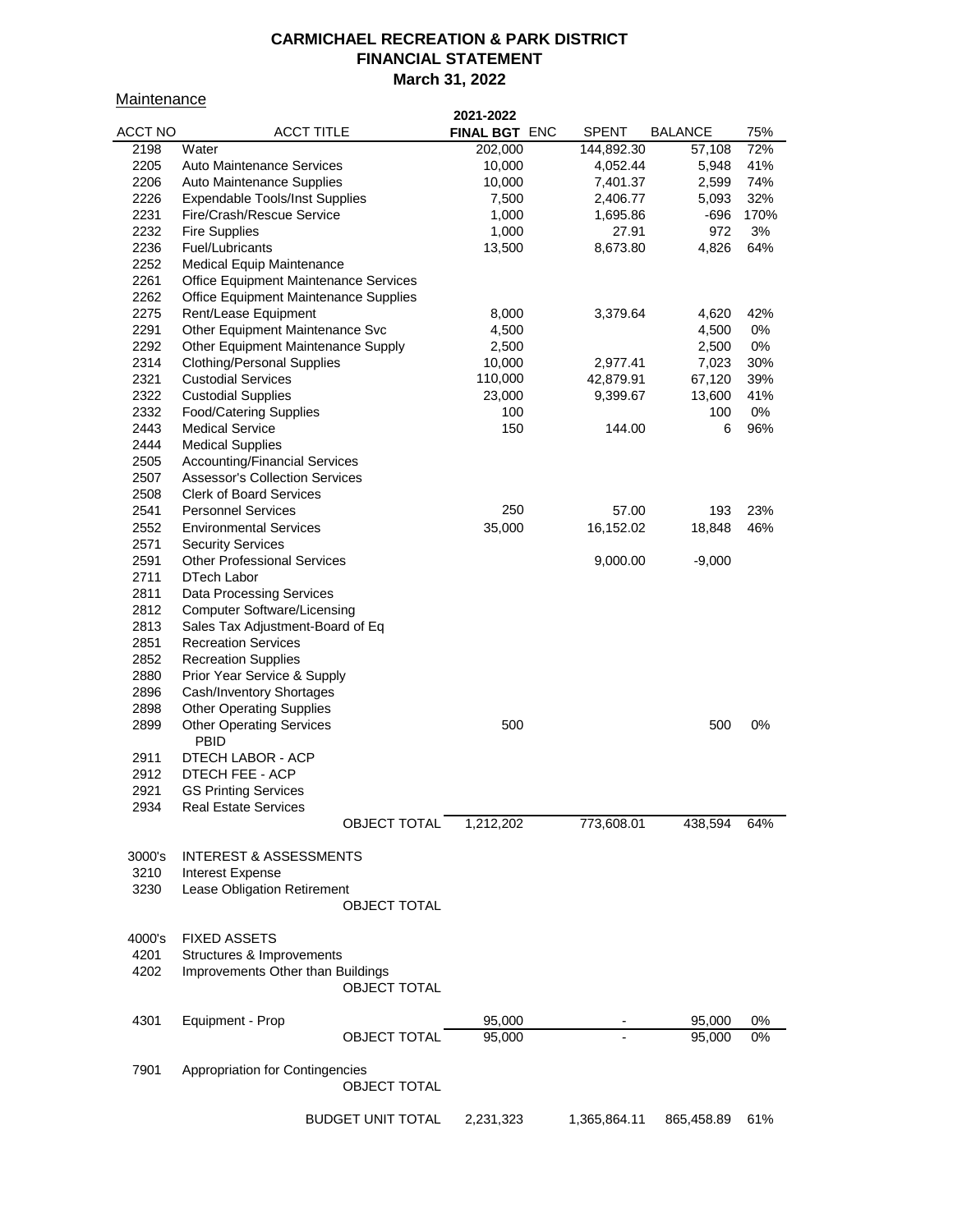# CARMICHAEL RECREATION & PARK DISTRICT
## FINANCIAL STATEMENT
### March 31, 2022

Maintenance

| ACCT NO | ACCT TITLE | 2021-2022 FINAL BGT | ENC | SPENT | BALANCE | 75% |
|---|---|---|---|---|---|---|
| 2198 | Water | 202,000 | | 144,892.30 | 57,108 | 72% |
| 2205 | Auto Maintenance Services | 10,000 | | 4,052.44 | 5,948 | 41% |
| 2206 | Auto Maintenance Supplies | 10,000 | | 7,401.37 | 2,599 | 74% |
| 2226 | Expendable Tools/Inst Supplies | 7,500 | | 2,406.77 | 5,093 | 32% |
| 2231 | Fire/Crash/Rescue Service | 1,000 | | 1,695.86 | -696 | 170% |
| 2232 | Fire Supplies | 1,000 | | 27.91 | 972 | 3% |
| 2236 | Fuel/Lubricants | 13,500 | | 8,673.80 | 4,826 | 64% |
| 2252 | Medical Equip Maintenance | | | | | |
| 2261 | Office Equipment Maintenance Services | | | | | |
| 2262 | Office Equipment Maintenance Supplies | | | | | |
| 2275 | Rent/Lease Equipment | 8,000 | | 3,379.64 | 4,620 | 42% |
| 2291 | Other Equipment Maintenance Svc | 4,500 | | | 4,500 | 0% |
| 2292 | Other Equipment Maintenance Supply | 2,500 | | | 2,500 | 0% |
| 2314 | Clothing/Personal Supplies | 10,000 | | 2,977.41 | 7,023 | 30% |
| 2321 | Custodial Services | 110,000 | | 42,879.91 | 67,120 | 39% |
| 2322 | Custodial Supplies | 23,000 | | 9,399.67 | 13,600 | 41% |
| 2332 | Food/Catering Supplies | 100 | | | 100 | 0% |
| 2443 | Medical Service | 150 | | 144.00 | 6 | 96% |
| 2444 | Medical Supplies | | | | | |
| 2505 | Accounting/Financial Services | | | | | |
| 2507 | Assessor's Collection Services | | | | | |
| 2508 | Clerk of Board Services | | | | | |
| 2541 | Personnel Services | 250 | | 57.00 | 193 | 23% |
| 2552 | Environmental Services | 35,000 | | 16,152.02 | 18,848 | 46% |
| 2571 | Security Services | | | | | |
| 2591 | Other Professional Services | | | 9,000.00 | -9,000 | |
| 2711 | DTech Labor | | | | | |
| 2811 | Data Processing Services | | | | | |
| 2812 | Computer Software/Licensing | | | | | |
| 2813 | Sales Tax Adjustment-Board of Eq | | | | | |
| 2851 | Recreation Services | | | | | |
| 2852 | Recreation Supplies | | | | | |
| 2880 | Prior Year Service & Supply | | | | | |
| 2896 | Cash/Inventory Shortages | | | | | |
| 2898 | Other Operating Supplies | | | | | |
| 2899 | Other Operating Services | 500 | | | 500 | 0% |
| | PBID | | | | | |
| 2911 | DTECH LABOR - ACP | | | | | |
| 2912 | DTECH FEE - ACP | | | | | |
| 2921 | GS Printing Services | | | | | |
| 2934 | Real Estate Services | | | | | |
| | OBJECT TOTAL | 1,212,202 | | 773,608.01 | 438,594 | 64% |
| | | | | | | |
| 3000's | INTEREST & ASSESSMENTS | | | | | |
| 3210 | Interest Expense | | | | | |
| 3230 | Lease Obligation Retirement | | | | | |
| | OBJECT TOTAL | | | | | |
| | | | | | | |
| 4000's | FIXED ASSETS | | | | | |
| 4201 | Structures & Improvements | | | | | |
| 4202 | Improvements Other than Buildings | | | | | |
| | OBJECT TOTAL | | | | | |
| | | | | | | |
| 4301 | Equipment - Prop | 95,000 | | - | 95,000 | 0% |
| | OBJECT TOTAL | 95,000 | | - | 95,000 | 0% |
| | | | | | | |
| 7901 | Appropriation for Contingencies | | | | | |
| | OBJECT TOTAL | | | | | |
| | | | | | | |
| | BUDGET UNIT TOTAL | 2,231,323 | | 1,365,864.11 | 865,458.89 | 61% |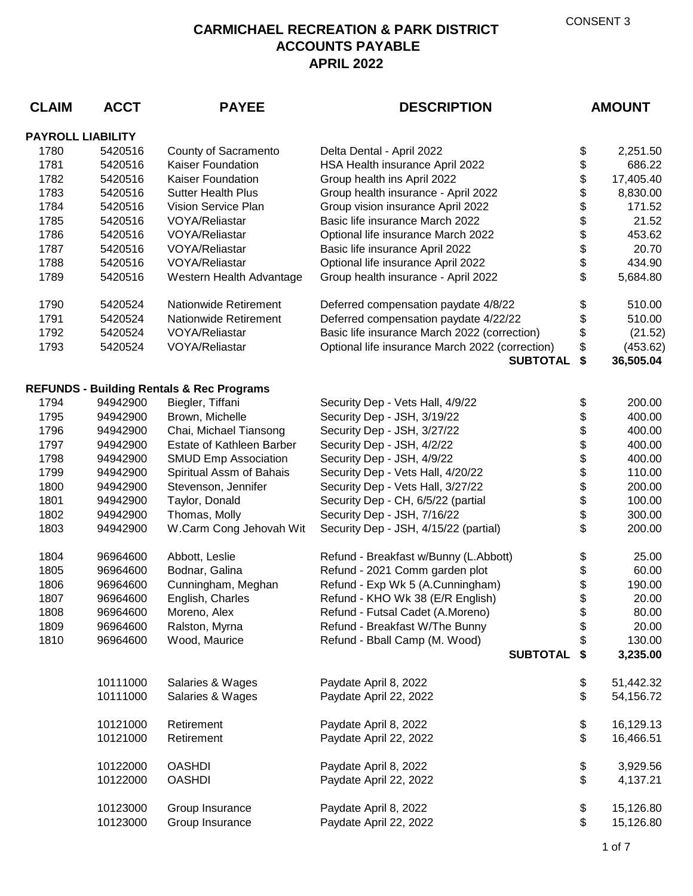CONSENT 3

# CARMICHAEL RECREATION & PARK DISTRICT
## ACCOUNTS PAYABLE
## APRIL 2022

| CLAIM | ACCT | PAYEE | DESCRIPTION | | AMOUNT |
|---|---|---|---|---|---|
| **PAYROLL LIABILITY** | | | | | |
| 1780 | 5420516 | County of Sacramento | Delta Dental - April 2022 | $ | 2,251.50 |
| 1781 | 5420516 | Kaiser Foundation | HSA Health insurance April 2022 | $ | 686.22 |
| 1782 | 5420516 | Kaiser Foundation | Group health ins April 2022 | $ | 17,405.40 |
| 1783 | 5420516 | Sutter Health Plus | Group health insurance - April 2022 | $ | 8,830.00 |
| 1784 | 5420516 | Vision Service Plan | Group vision insurance April 2022 | $ | 171.52 |
| 1785 | 5420516 | VOYA/Reliastar | Basic life insurance March 2022 | $ | 21.52 |
| 1786 | 5420516 | VOYA/Reliastar | Optional life insurance March 2022 | $ | 453.62 |
| 1787 | 5420516 | VOYA/Reliastar | Basic life insurance April 2022 | $ | 20.70 |
| 1788 | 5420516 | VOYA/Reliastar | Optional life insurance April 2022 | $ | 434.90 |
| 1789 | 5420516 | Western Health Advantage | Group health insurance - April 2022 | $ | 5,684.80 |
| 1790 | 5420524 | Nationwide Retirement | Deferred compensation paydate 4/8/22 | $ | 510.00 |
| 1791 | 5420524 | Nationwide Retirement | Deferred compensation paydate 4/22/22 | $ | 510.00 |
| 1792 | 5420524 | VOYA/Reliastar | Basic life insurance March 2022 (correction) | $ | (21.52) |
| 1793 | 5420524 | VOYA/Reliastar | Optional life insurance March 2022 (correction) | $ | (453.62) |
| | | | **SUBTOTAL** | **$** | **36,505.04** |
| **REFUNDS - Building Rentals & Rec Programs** | | | | | |
| 1794 | 94942900 | Biegler, Tiffani | Security Dep - Vets Hall, 4/9/22 | $ | 200.00 |
| 1795 | 94942900 | Brown, Michelle | Security Dep - JSH, 3/19/22 | $ | 400.00 |
| 1796 | 94942900 | Chai, Michael Tiansong | Security Dep - JSH, 3/27/22 | $ | 400.00 |
| 1797 | 94942900 | Estate of Kathleen Barber | Security Dep - JSH, 4/2/22 | $ | 400.00 |
| 1798 | 94942900 | SMUD Emp Association | Security Dep - JSH, 4/9/22 | $ | 400.00 |
| 1799 | 94942900 | Spiritual Assm of Bahais | Security Dep - Vets Hall, 4/20/22 | $ | 110.00 |
| 1800 | 94942900 | Stevenson, Jennifer | Security Dep - Vets Hall, 3/27/22 | $ | 200.00 |
| 1801 | 94942900 | Taylor, Donald | Security Dep - CH, 6/5/22 (partial | $ | 100.00 |
| 1802 | 94942900 | Thomas, Molly | Security Dep - JSH, 7/16/22 | $ | 300.00 |
| 1803 | 94942900 | W.Carm Cong Jehovah Wit | Security Dep - JSH, 4/15/22 (partial) | $ | 200.00 |
| 1804 | 96964600 | Abbott, Leslie | Refund - Breakfast w/Bunny (L.Abbott) | $ | 25.00 |
| 1805 | 96964600 | Bodnar, Galina | Refund - 2021 Comm garden plot | $ | 60.00 |
| 1806 | 96964600 | Cunningham, Meghan | Refund - Exp Wk 5 (A.Cunningham) | $ | 190.00 |
| 1807 | 96964600 | English, Charles | Refund - KHO Wk 38 (E/R English) | $ | 20.00 |
| 1808 | 96964600 | Moreno, Alex | Refund - Futsal Cadet (A.Moreno) | $ | 80.00 |
| 1809 | 96964600 | Ralston, Myrna | Refund - Breakfast W/The Bunny | $ | 20.00 |
| 1810 | 96964600 | Wood, Maurice | Refund - Bball Camp (M. Wood) | $ | 130.00 |
| | | | **SUBTOTAL** | **$** | **3,235.00** |
| | 10111000 | Salaries & Wages | Paydate April 8, 2022 | $ | 51,442.32 |
| | 10111000 | Salaries & Wages | Paydate April 22, 2022 | $ | 54,156.72 |
| | 10121000 | Retirement | Paydate April 8, 2022 | $ | 16,129.13 |
| | 10121000 | Retirement | Paydate April 22, 2022 | $ | 16,466.51 |
| | 10122000 | OASHDI | Paydate April 8, 2022 | $ | 3,929.56 |
| | 10122000 | OASHDI | Paydate April 22, 2022 | $ | 4,137.21 |
| | 10123000 | Group Insurance | Paydate April 8, 2022 | $ | 15,126.80 |
| | 10123000 | Group Insurance | Paydate April 22, 2022 | $ | 15,126.80 |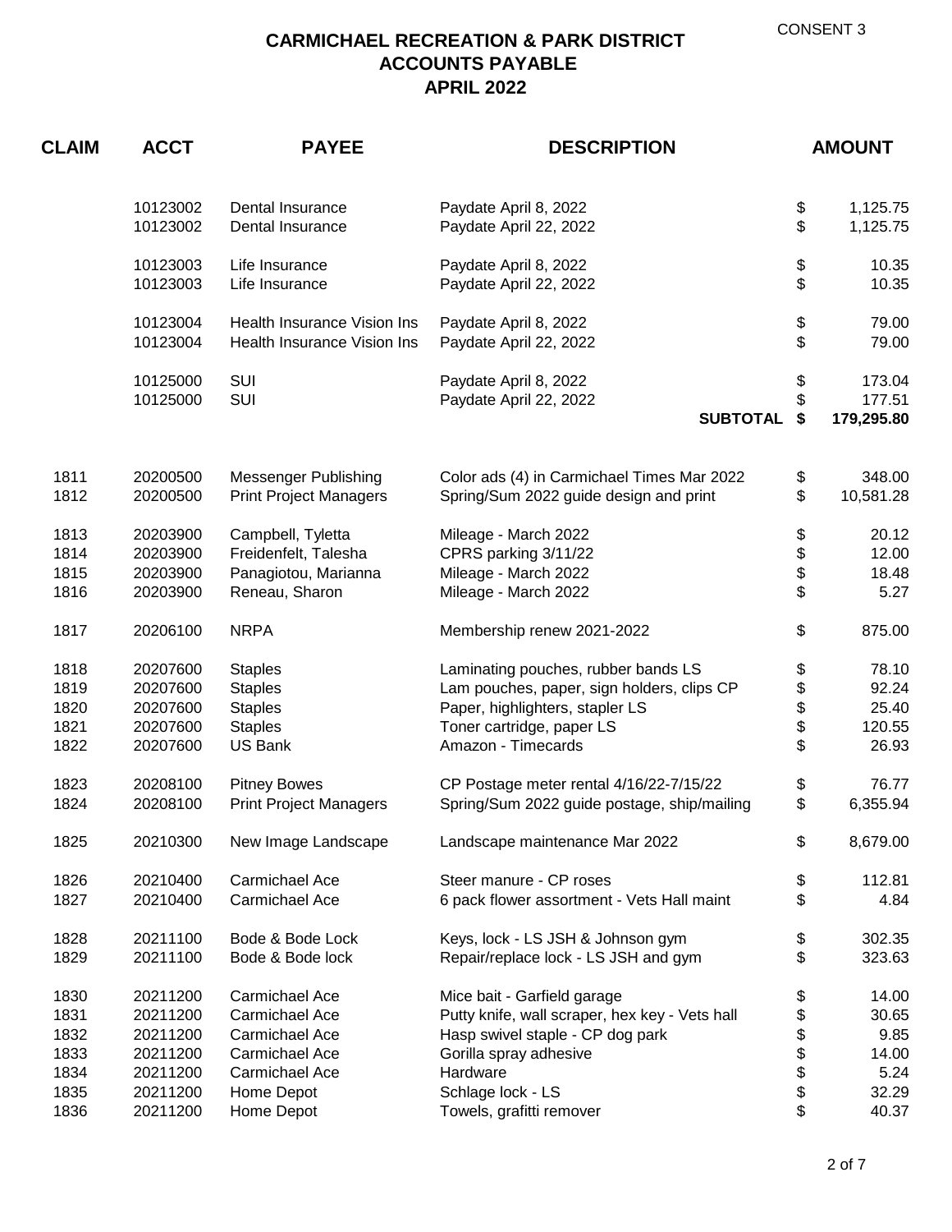CONSENT 3

# CARMICHAEL RECREATION & PARK DISTRICT
## ACCOUNTS PAYABLE
## APRIL 2022

| CLAIM | ACCT | PAYEE | DESCRIPTION | | AMOUNT |
|---|---|---|---|---|---|
| | 10123002 | Dental Insurance | Paydate April 8, 2022 | $ | 1,125.75 |
| | 10123002 | Dental Insurance | Paydate April 22, 2022 | $ | 1,125.75 |
| | 10123003 | Life Insurance | Paydate April 8, 2022 | $ | 10.35 |
| | 10123003 | Life Insurance | Paydate April 22, 2022 | $ | 10.35 |
| | 10123004 | Health Insurance Vision Ins | Paydate April 8, 2022 | $ | 79.00 |
| | 10123004 | Health Insurance Vision Ins | Paydate April 22, 2022 | $ | 79.00 |
| | 10125000 | SUI | Paydate April 8, 2022 | $ | 173.04 |
| | 10125000 | SUI | Paydate April 22, 2022 | $ | 177.51 |
| | | | **SUBTOTAL** | **$** | **179,295.80** |
| 1811 | 20200500 | Messenger Publishing | Color ads (4) in Carmichael Times Mar 2022 | $ | 348.00 |
| 1812 | 20200500 | Print Project Managers | Spring/Sum 2022 guide design and print | $ | 10,581.28 |
| 1813 | 20203900 | Campbell, Tyletta | Mileage - March 2022 | $ | 20.12 |
| 1814 | 20203900 | Freidenfelt, Talesha | CPRS parking 3/11/22 | $ | 12.00 |
| 1815 | 20203900 | Panagiotou, Marianna | Mileage - March 2022 | $ | 18.48 |
| 1816 | 20203900 | Reneau, Sharon | Mileage - March 2022 | $ | 5.27 |
| 1817 | 20206100 | NRPA | Membership renew 2021-2022 | $ | 875.00 |
| 1818 | 20207600 | Staples | Laminating pouches, rubber bands LS | $ | 78.10 |
| 1819 | 20207600 | Staples | Lam pouches, paper, sign holders, clips CP | $ | 92.24 |
| 1820 | 20207600 | Staples | Paper, highlighters, stapler LS | $ | 25.40 |
| 1821 | 20207600 | Staples | Toner cartridge, paper LS | $ | 120.55 |
| 1822 | 20207600 | US Bank | Amazon - Timecards | $ | 26.93 |
| 1823 | 20208100 | Pitney Bowes | CP Postage meter rental 4/16/22-7/15/22 | $ | 76.77 |
| 1824 | 20208100 | Print Project Managers | Spring/Sum 2022 guide postage, ship/mailing | $ | 6,355.94 |
| 1825 | 20210300 | New Image Landscape | Landscape maintenance Mar 2022 | $ | 8,679.00 |
| 1826 | 20210400 | Carmichael Ace | Steer manure - CP roses | $ | 112.81 |
| 1827 | 20210400 | Carmichael Ace | 6 pack flower assortment - Vets Hall maint | $ | 4.84 |
| 1828 | 20211100 | Bode & Bode Lock | Keys, lock - LS JSH & Johnson gym | $ | 302.35 |
| 1829 | 20211100 | Bode & Bode lock | Repair/replace lock - LS JSH and gym | $ | 323.63 |
| 1830 | 20211200 | Carmichael Ace | Mice bait - Garfield garage | $ | 14.00 |
| 1831 | 20211200 | Carmichael Ace | Putty knife, wall scraper, hex key - Vets hall | $ | 30.65 |
| 1832 | 20211200 | Carmichael Ace | Hasp swivel staple - CP dog park | $ | 9.85 |
| 1833 | 20211200 | Carmichael Ace | Gorilla spray adhesive | $ | 14.00 |
| 1834 | 20211200 | Carmichael Ace | Hardware | $ | 5.24 |
| 1835 | 20211200 | Home Depot | Schlage lock - LS | $ | 32.29 |
| 1836 | 20211200 | Home Depot | Towels, grafitti remover | $ | 40.37 |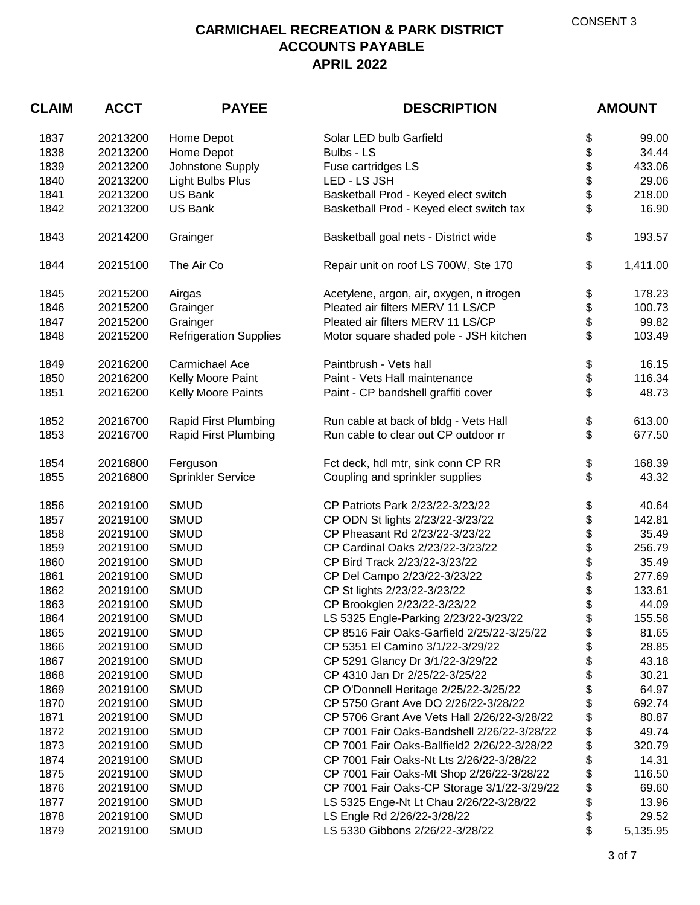CONSENT 3

# CARMICHAEL RECREATION & PARK DISTRICT
## ACCOUNTS PAYABLE
## APRIL 2022

| CLAIM | ACCT | PAYEE | DESCRIPTION | | AMOUNT |
|---|---|---|---|---|---|
| 1837 | 20213200 | Home Depot | Solar LED bulb Garfield | $ | 99.00 |
| 1838 | 20213200 | Home Depot | Bulbs - LS | $ | 34.44 |
| 1839 | 20213200 | Johnstone Supply | Fuse cartridges LS | $ | 433.06 |
| 1840 | 20213200 | Light Bulbs Plus | LED - LS JSH | $ | 29.06 |
| 1841 | 20213200 | US Bank | Basketball Prod - Keyed elect switch | $ | 218.00 |
| 1842 | 20213200 | US Bank | Basketball Prod - Keyed elect switch tax | $ | 16.90 |
| 1843 | 20214200 | Grainger | Basketball goal nets - District wide | $ | 193.57 |
| 1844 | 20215100 | The Air Co | Repair unit on roof LS 700W, Ste 170 | $ | 1,411.00 |
| 1845 | 20215200 | Airgas | Acetylene, argon, air, oxygen, n itrogen | $ | 178.23 |
| 1846 | 20215200 | Grainger | Pleated air filters MERV 11 LS/CP | $ | 100.73 |
| 1847 | 20215200 | Grainger | Pleated air filters MERV 11 LS/CP | $ | 99.82 |
| 1848 | 20215200 | Refrigeration Supplies | Motor square shaded pole - JSH kitchen | $ | 103.49 |
| 1849 | 20216200 | Carmichael Ace | Paintbrush - Vets hall | $ | 16.15 |
| 1850 | 20216200 | Kelly Moore Paint | Paint - Vets Hall maintenance | $ | 116.34 |
| 1851 | 20216200 | Kelly Moore Paints | Paint - CP bandshell graffiti cover | $ | 48.73 |
| 1852 | 20216700 | Rapid First Plumbing | Run cable at back of bldg - Vets Hall | $ | 613.00 |
| 1853 | 20216700 | Rapid First Plumbing | Run cable to clear out CP outdoor rr | $ | 677.50 |
| 1854 | 20216800 | Ferguson | Fct deck, hdl mtr, sink conn CP RR | $ | 168.39 |
| 1855 | 20216800 | Sprinkler Service | Coupling and sprinkler supplies | $ | 43.32 |
| 1856 | 20219100 | SMUD | CP Patriots Park 2/23/22-3/23/22 | $ | 40.64 |
| 1857 | 20219100 | SMUD | CP ODN St lights 2/23/22-3/23/22 | $ | 142.81 |
| 1858 | 20219100 | SMUD | CP Pheasant Rd 2/23/22-3/23/22 | $ | 35.49 |
| 1859 | 20219100 | SMUD | CP Cardinal Oaks 2/23/22-3/23/22 | $ | 256.79 |
| 1860 | 20219100 | SMUD | CP Bird Track 2/23/22-3/23/22 | $ | 35.49 |
| 1861 | 20219100 | SMUD | CP Del Campo 2/23/22-3/23/22 | $ | 277.69 |
| 1862 | 20219100 | SMUD | CP St lights 2/23/22-3/23/22 | $ | 133.61 |
| 1863 | 20219100 | SMUD | CP Brookglen 2/23/22-3/23/22 | $ | 44.09 |
| 1864 | 20219100 | SMUD | LS 5325 Engle-Parking 2/23/22-3/23/22 | $ | 155.58 |
| 1865 | 20219100 | SMUD | CP 8516 Fair Oaks-Garfield 2/25/22-3/25/22 | $ | 81.65 |
| 1866 | 20219100 | SMUD | CP 5351 El Camino 3/1/22-3/29/22 | $ | 28.85 |
| 1867 | 20219100 | SMUD | CP 5291 Glancy Dr 3/1/22-3/29/22 | $ | 43.18 |
| 1868 | 20219100 | SMUD | CP 4310 Jan Dr 2/25/22-3/25/22 | $ | 30.21 |
| 1869 | 20219100 | SMUD | CP O'Donnell Heritage 2/25/22-3/25/22 | $ | 64.97 |
| 1870 | 20219100 | SMUD | CP 5750 Grant Ave DO 2/26/22-3/28/22 | $ | 692.74 |
| 1871 | 20219100 | SMUD | CP 5706 Grant Ave Vets Hall 2/26/22-3/28/22 | $ | 80.87 |
| 1872 | 20219100 | SMUD | CP 7001 Fair Oaks-Bandshell 2/26/22-3/28/22 | $ | 49.74 |
| 1873 | 20219100 | SMUD | CP 7001 Fair Oaks-Ballfield2 2/26/22-3/28/22 | $ | 320.79 |
| 1874 | 20219100 | SMUD | CP 7001 Fair Oaks-Nt Lts 2/26/22-3/28/22 | $ | 14.31 |
| 1875 | 20219100 | SMUD | CP 7001 Fair Oaks-Mt Shop 2/26/22-3/28/22 | $ | 116.50 |
| 1876 | 20219100 | SMUD | CP 7001 Fair Oaks-CP Storage 3/1/22-3/29/22 | $ | 69.60 |
| 1877 | 20219100 | SMUD | LS 5325 Enge-Nt Lt Chau 2/26/22-3/28/22 | $ | 13.96 |
| 1878 | 20219100 | SMUD | LS Engle Rd 2/26/22-3/28/22 | $ | 29.52 |
| 1879 | 20219100 | SMUD | LS 5330 Gibbons 2/26/22-3/28/22 | $ | 5,135.95 |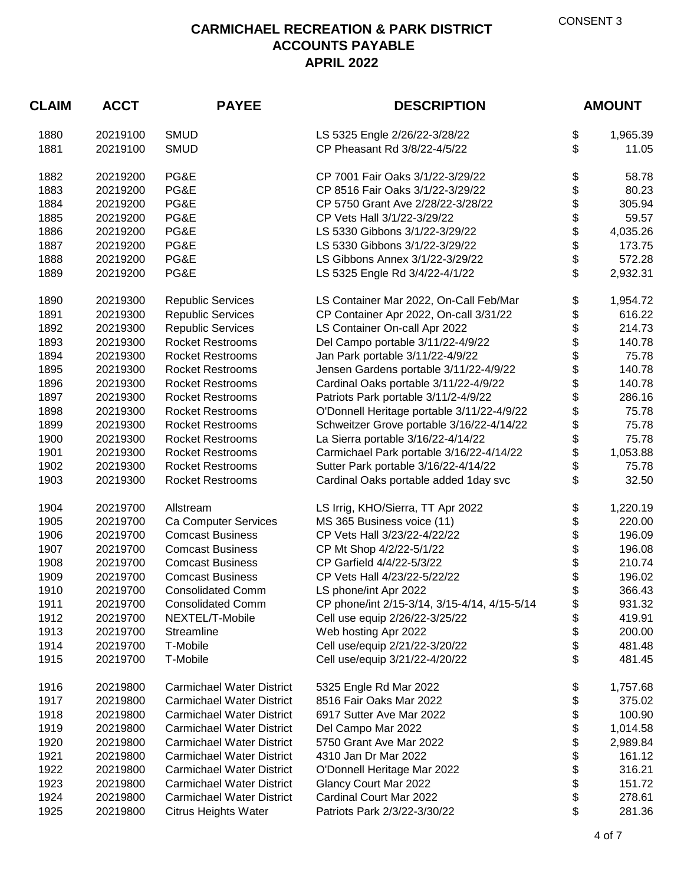CONSENT 3

# CARMICHAEL RECREATION & PARK DISTRICT
## ACCOUNTS PAYABLE
## APRIL 2022

| CLAIM | ACCT | PAYEE | DESCRIPTION | AMOUNT |
|---|---|---|---|---|
| 1880 | 20219100 | SMUD | LS 5325 Engle 2/26/22-3/28/22 | $ 1,965.39 |
| 1881 | 20219100 | SMUD | CP Pheasant Rd 3/8/22-4/5/22 | $ 11.05 |
| 1882 | 20219200 | PG&E | CP 7001 Fair Oaks 3/1/22-3/29/22 | $ 58.78 |
| 1883 | 20219200 | PG&E | CP 8516 Fair Oaks 3/1/22-3/29/22 | $ 80.23 |
| 1884 | 20219200 | PG&E | CP 5750 Grant Ave 2/28/22-3/28/22 | $ 305.94 |
| 1885 | 20219200 | PG&E | CP Vets Hall 3/1/22-3/29/22 | $ 59.57 |
| 1886 | 20219200 | PG&E | LS 5330 Gibbons 3/1/22-3/29/22 | $ 4,035.26 |
| 1887 | 20219200 | PG&E | LS 5330 Gibbons 3/1/22-3/29/22 | $ 173.75 |
| 1888 | 20219200 | PG&E | LS Gibbons Annex 3/1/22-3/29/22 | $ 572.28 |
| 1889 | 20219200 | PG&E | LS 5325 Engle Rd 3/4/22-4/1/22 | $ 2,932.31 |
| 1890 | 20219300 | Republic Services | LS Container Mar 2022, On-Call Feb/Mar | $ 1,954.72 |
| 1891 | 20219300 | Republic Services | CP Container Apr 2022, On-call 3/31/22 | $ 616.22 |
| 1892 | 20219300 | Republic Services | LS Container On-call Apr 2022 | $ 214.73 |
| 1893 | 20219300 | Rocket Restrooms | Del Campo portable 3/11/22-4/9/22 | $ 140.78 |
| 1894 | 20219300 | Rocket Restrooms | Jan Park portable 3/11/22-4/9/22 | $ 75.78 |
| 1895 | 20219300 | Rocket Restrooms | Jensen Gardens portable 3/11/22-4/9/22 | $ 140.78 |
| 1896 | 20219300 | Rocket Restrooms | Cardinal Oaks portable 3/11/22-4/9/22 | $ 140.78 |
| 1897 | 20219300 | Rocket Restrooms | Patriots Park portable 3/11/2-4/9/22 | $ 286.16 |
| 1898 | 20219300 | Rocket Restrooms | O'Donnell Heritage portable 3/11/22-4/9/22 | $ 75.78 |
| 1899 | 20219300 | Rocket Restrooms | Schweitzer Grove portable 3/16/22-4/14/22 | $ 75.78 |
| 1900 | 20219300 | Rocket Restrooms | La Sierra portable 3/16/22-4/14/22 | $ 75.78 |
| 1901 | 20219300 | Rocket Restrooms | Carmichael Park portable 3/16/22-4/14/22 | $ 1,053.88 |
| 1902 | 20219300 | Rocket Restrooms | Sutter Park portable 3/16/22-4/14/22 | $ 75.78 |
| 1903 | 20219300 | Rocket Restrooms | Cardinal Oaks portable added 1day svc | $ 32.50 |
| 1904 | 20219700 | Allstream | LS Irrig, KHO/Sierra, TT Apr 2022 | $ 1,220.19 |
| 1905 | 20219700 | Ca Computer Services | MS 365 Business voice (11) | $ 220.00 |
| 1906 | 20219700 | Comcast Business | CP Vets Hall 3/23/22-4/22/22 | $ 196.09 |
| 1907 | 20219700 | Comcast Business | CP Mt Shop 4/2/22-5/1/22 | $ 196.08 |
| 1908 | 20219700 | Comcast Business | CP Garfield 4/4/22-5/3/22 | $ 210.74 |
| 1909 | 20219700 | Comcast Business | CP Vets Hall 4/23/22-5/22/22 | $ 196.02 |
| 1910 | 20219700 | Consolidated Comm | LS phone/int Apr 2022 | $ 366.43 |
| 1911 | 20219700 | Consolidated Comm | CP phone/int 2/15-3/14, 3/15-4/14, 4/15-5/14 | $ 931.32 |
| 1912 | 20219700 | NEXTEL/T-Mobile | Cell use equip 2/26/22-3/25/22 | $ 419.91 |
| 1913 | 20219700 | Streamline | Web hosting Apr 2022 | $ 200.00 |
| 1914 | 20219700 | T-Mobile | Cell use/equip 2/21/22-3/20/22 | $ 481.48 |
| 1915 | 20219700 | T-Mobile | Cell use/equip 3/21/22-4/20/22 | $ 481.45 |
| 1916 | 20219800 | Carmichael Water District | 5325 Engle Rd Mar 2022 | $ 1,757.68 |
| 1917 | 20219800 | Carmichael Water District | 8516 Fair Oaks Mar 2022 | $ 375.02 |
| 1918 | 20219800 | Carmichael Water District | 6917 Sutter Ave Mar 2022 | $ 100.90 |
| 1919 | 20219800 | Carmichael Water District | Del Campo Mar 2022 | $ 1,014.58 |
| 1920 | 20219800 | Carmichael Water District | 5750 Grant Ave Mar 2022 | $ 2,989.84 |
| 1921 | 20219800 | Carmichael Water District | 4310 Jan Dr Mar 2022 | $ 161.12 |
| 1922 | 20219800 | Carmichael Water District | O'Donnell Heritage Mar 2022 | $ 316.21 |
| 1923 | 20219800 | Carmichael Water District | Glancy Court Mar 2022 | $ 151.72 |
| 1924 | 20219800 | Carmichael Water District | Cardinal Court Mar 2022 | $ 278.61 |
| 1925 | 20219800 | Citrus Heights Water | Patriots Park 2/3/22-3/30/22 | $ 281.36 |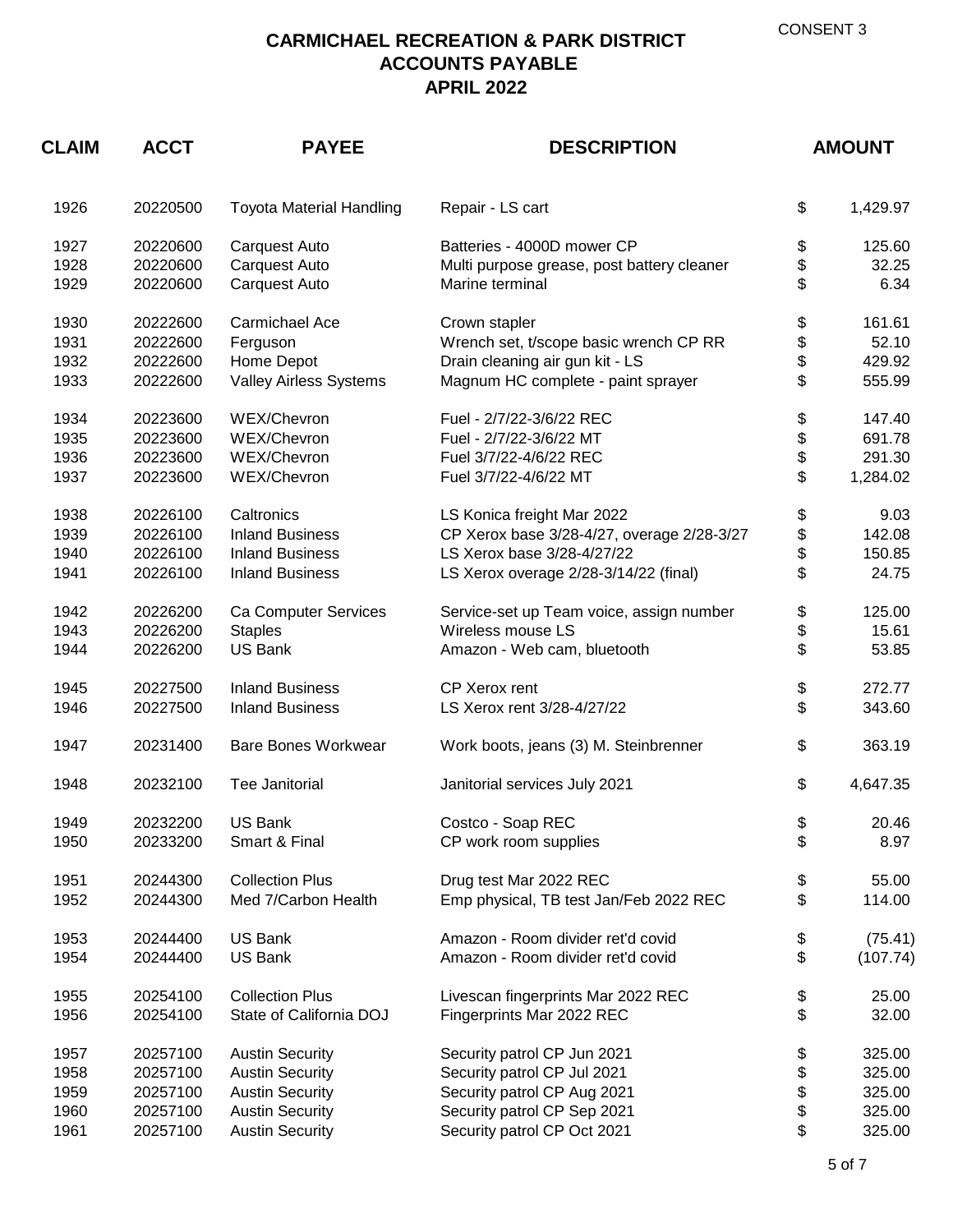CONSENT 3

# CARMICHAEL RECREATION & PARK DISTRICT
## ACCOUNTS PAYABLE
## APRIL 2022

| CLAIM | ACCT | PAYEE | DESCRIPTION | | AMOUNT |
|---|---|---|---|---|---|
| 1926 | 20220500 | Toyota Material Handling | Repair - LS cart | $ | 1,429.97 |
| 1927 | 20220600 | Carquest Auto | Batteries - 4000D mower CP | $ | 125.60 |
| 1928 | 20220600 | Carquest Auto | Multi purpose grease, post battery cleaner | $ | 32.25 |
| 1929 | 20220600 | Carquest Auto | Marine terminal | $ | 6.34 |
| 1930 | 20222600 | Carmichael Ace | Crown stapler | $ | 161.61 |
| 1931 | 20222600 | Ferguson | Wrench set, t/scope basic wrench CP RR | $ | 52.10 |
| 1932 | 20222600 | Home Depot | Drain cleaning air gun kit - LS | $ | 429.92 |
| 1933 | 20222600 | Valley Airless Systems | Magnum HC complete - paint sprayer | $ | 555.99 |
| 1934 | 20223600 | WEX/Chevron | Fuel - 2/7/22-3/6/22 REC | $ | 147.40 |
| 1935 | 20223600 | WEX/Chevron | Fuel - 2/7/22-3/6/22 MT | $ | 691.78 |
| 1936 | 20223600 | WEX/Chevron | Fuel 3/7/22-4/6/22 REC | $ | 291.30 |
| 1937 | 20223600 | WEX/Chevron | Fuel 3/7/22-4/6/22 MT | $ | 1,284.02 |
| 1938 | 20226100 | Caltronics | LS Konica freight Mar 2022 | $ | 9.03 |
| 1939 | 20226100 | Inland Business | CP Xerox base 3/28-4/27, overage 2/28-3/27 | $ | 142.08 |
| 1940 | 20226100 | Inland Business | LS Xerox base 3/28-4/27/22 | $ | 150.85 |
| 1941 | 20226100 | Inland Business | LS Xerox overage 2/28-3/14/22 (final) | $ | 24.75 |
| 1942 | 20226200 | Ca Computer Services | Service-set up Team voice, assign number | $ | 125.00 |
| 1943 | 20226200 | Staples | Wireless mouse LS | $ | 15.61 |
| 1944 | 20226200 | US Bank | Amazon - Web cam, bluetooth | $ | 53.85 |
| 1945 | 20227500 | Inland Business | CP Xerox rent | $ | 272.77 |
| 1946 | 20227500 | Inland Business | LS Xerox rent 3/28-4/27/22 | $ | 343.60 |
| 1947 | 20231400 | Bare Bones Workwear | Work boots, jeans (3) M. Steinbrenner | $ | 363.19 |
| 1948 | 20232100 | Tee Janitorial | Janitorial services July 2021 | $ | 4,647.35 |
| 1949 | 20232200 | US Bank | Costco - Soap REC | $ | 20.46 |
| 1950 | 20233200 | Smart & Final | CP work room supplies | $ | 8.97 |
| 1951 | 20244300 | Collection Plus | Drug test Mar 2022 REC | $ | 55.00 |
| 1952 | 20244300 | Med 7/Carbon Health | Emp physical, TB test Jan/Feb 2022 REC | $ | 114.00 |
| 1953 | 20244400 | US Bank | Amazon - Room divider ret'd covid | $ | (75.41) |
| 1954 | 20244400 | US Bank | Amazon - Room divider ret'd covid | $ | (107.74) |
| 1955 | 20254100 | Collection Plus | Livescan fingerprints Mar 2022 REC | $ | 25.00 |
| 1956 | 20254100 | State of California DOJ | Fingerprints Mar 2022 REC | $ | 32.00 |
| 1957 | 20257100 | Austin Security | Security patrol CP Jun 2021 | $ | 325.00 |
| 1958 | 20257100 | Austin Security | Security patrol CP Jul 2021 | $ | 325.00 |
| 1959 | 20257100 | Austin Security | Security patrol CP Aug 2021 | $ | 325.00 |
| 1960 | 20257100 | Austin Security | Security patrol CP Sep 2021 | $ | 325.00 |
| 1961 | 20257100 | Austin Security | Security patrol CP Oct 2021 | $ | 325.00 |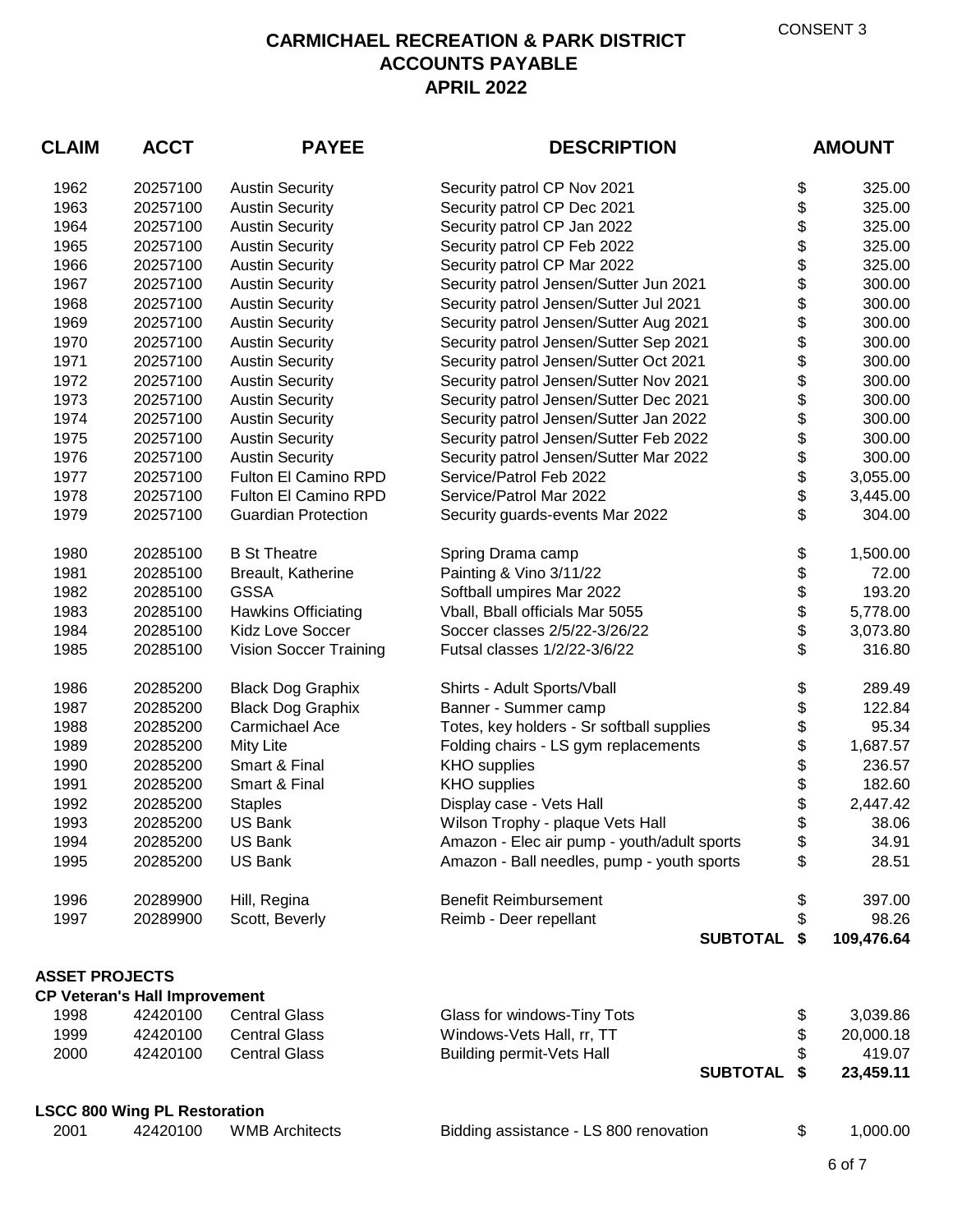CONSENT 3

# CARMICHAEL RECREATION & PARK DISTRICT
## ACCOUNTS PAYABLE
## APRIL 2022

| CLAIM | ACCT | PAYEE | DESCRIPTION | | AMOUNT |
|---|---|---|---|---|---|
| 1962 | 20257100 | Austin Security | Security patrol CP Nov 2021 | $ | 325.00 |
| 1963 | 20257100 | Austin Security | Security patrol CP Dec 2021 | $ | 325.00 |
| 1964 | 20257100 | Austin Security | Security patrol CP Jan 2022 | $ | 325.00 |
| 1965 | 20257100 | Austin Security | Security patrol CP Feb 2022 | $ | 325.00 |
| 1966 | 20257100 | Austin Security | Security patrol CP Mar 2022 | $ | 325.00 |
| 1967 | 20257100 | Austin Security | Security patrol Jensen/Sutter Jun 2021 | $ | 300.00 |
| 1968 | 20257100 | Austin Security | Security patrol Jensen/Sutter Jul 2021 | $ | 300.00 |
| 1969 | 20257100 | Austin Security | Security patrol Jensen/Sutter Aug 2021 | $ | 300.00 |
| 1970 | 20257100 | Austin Security | Security patrol Jensen/Sutter Sep 2021 | $ | 300.00 |
| 1971 | 20257100 | Austin Security | Security patrol Jensen/Sutter Oct 2021 | $ | 300.00 |
| 1972 | 20257100 | Austin Security | Security patrol Jensen/Sutter Nov 2021 | $ | 300.00 |
| 1973 | 20257100 | Austin Security | Security patrol Jensen/Sutter Dec 2021 | $ | 300.00 |
| 1974 | 20257100 | Austin Security | Security patrol Jensen/Sutter Jan 2022 | $ | 300.00 |
| 1975 | 20257100 | Austin Security | Security patrol Jensen/Sutter Feb 2022 | $ | 300.00 |
| 1976 | 20257100 | Austin Security | Security patrol Jensen/Sutter Mar 2022 | $ | 300.00 |
| 1977 | 20257100 | Fulton El Camino RPD | Service/Patrol Feb 2022 | $ | 3,055.00 |
| 1978 | 20257100 | Fulton El Camino RPD | Service/Patrol Mar 2022 | $ | 3,445.00 |
| 1979 | 20257100 | Guardian Protection | Security guards-events Mar 2022 | $ | 304.00 |
| 1980 | 20285100 | B St Theatre | Spring Drama camp | $ | 1,500.00 |
| 1981 | 20285100 | Breault, Katherine | Painting & Vino 3/11/22 | $ | 72.00 |
| 1982 | 20285100 | GSSA | Softball umpires Mar 2022 | $ | 193.20 |
| 1983 | 20285100 | Hawkins Officiating | Vball, Bball officials Mar 5055 | $ | 5,778.00 |
| 1984 | 20285100 | Kidz Love Soccer | Soccer classes 2/5/22-3/26/22 | $ | 3,073.80 |
| 1985 | 20285100 | Vision Soccer Training | Futsal classes 1/2/22-3/6/22 | $ | 316.80 |
| 1986 | 20285200 | Black Dog Graphix | Shirts - Adult Sports/Vball | $ | 289.49 |
| 1987 | 20285200 | Black Dog Graphix | Banner - Summer camp | $ | 122.84 |
| 1988 | 20285200 | Carmichael Ace | Totes, key holders - Sr softball supplies | $ | 95.34 |
| 1989 | 20285200 | Mity Lite | Folding chairs - LS gym replacements | $ | 1,687.57 |
| 1990 | 20285200 | Smart & Final | KHO supplies | $ | 236.57 |
| 1991 | 20285200 | Smart & Final | KHO supplies | $ | 182.60 |
| 1992 | 20285200 | Staples | Display case - Vets Hall | $ | 2,447.42 |
| 1993 | 20285200 | US Bank | Wilson Trophy - plaque Vets Hall | $ | 38.06 |
| 1994 | 20285200 | US Bank | Amazon - Elec air pump - youth/adult sports | $ | 34.91 |
| 1995 | 20285200 | US Bank | Amazon - Ball needles, pump - youth sports | $ | 28.51 |
| 1996 | 20289900 | Hill, Regina | Benefit Reimbursement | $ | 397.00 |
| 1997 | 20289900 | Scott, Beverly | Reimb - Deer repellant | $ | 98.26 |
| | | | **SUBTOTAL** | **$** | **109,476.64** |

**ASSET PROJECTS**

**CP Veteran's Hall Improvement**

| CLAIM | ACCT | PAYEE | DESCRIPTION | | AMOUNT |
|---|---|---|---|---|---|
| 1998 | 42420100 | Central Glass | Glass for windows-Tiny Tots | $ | 3,039.86 |
| 1999 | 42420100 | Central Glass | Windows-Vets Hall, rr, TT | $ | 20,000.18 |
| 2000 | 42420100 | Central Glass | Building permit-Vets Hall | $ | 419.07 |
| | | | **SUBTOTAL** | **$** | **23,459.11** |

**LSCC 800 Wing PL Restoration**

| CLAIM | ACCT | PAYEE | DESCRIPTION | | AMOUNT |
|---|---|---|---|---|---|
| 2001 | 42420100 | WMB Architects | Bidding assistance - LS 800 renovation | $ | 1,000.00 |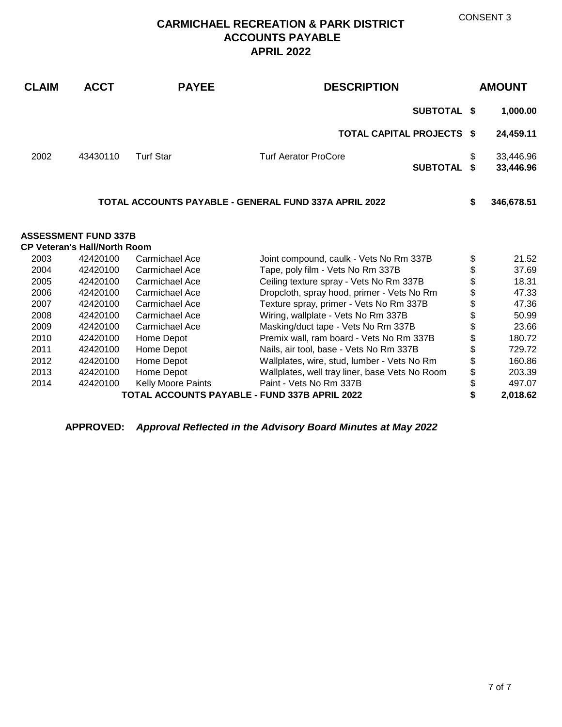CONSENT 3

# CARMICHAEL RECREATION & PARK DISTRICT
## ACCOUNTS PAYABLE
## APRIL 2022

| CLAIM | ACCT | PAYEE | DESCRIPTION | | AMOUNT |
|---|---|---|---|---|---|
| | | | **SUBTOTAL** | **$** | **1,000.00** |
| | | | **TOTAL CAPITAL PROJECTS** | **$** | **24,459.11** |
| 2002 | 43430110 | Turf Star | Turf Aerator ProCore | $ | 33,446.96 |
| | | | **SUBTOTAL** | **$** | **33,446.96** |
| | | **TOTAL ACCOUNTS PAYABLE - GENERAL FUND 337A APRIL 2022** | | **$** | **346,678.51** |
| **ASSESSMENT FUND 337B** | | | | | |
| **CP Veteran's Hall/North Room** | | | | | |
| 2003 | 42420100 | Carmichael Ace | Joint compound, caulk - Vets No Rm 337B | $ | 21.52 |
| 2004 | 42420100 | Carmichael Ace | Tape, poly film - Vets No Rm 337B | $ | 37.69 |
| 2005 | 42420100 | Carmichael Ace | Ceiling texture spray - Vets No Rm 337B | $ | 18.31 |
| 2006 | 42420100 | Carmichael Ace | Dropcloth, spray hood, primer - Vets No Rm | $ | 47.33 |
| 2007 | 42420100 | Carmichael Ace | Texture spray, primer - Vets No Rm 337B | $ | 47.36 |
| 2008 | 42420100 | Carmichael Ace | Wiring, wallplate - Vets No Rm 337B | $ | 50.99 |
| 2009 | 42420100 | Carmichael Ace | Masking/duct tape - Vets No Rm 337B | $ | 23.66 |
| 2010 | 42420100 | Home Depot | Premix wall, ram board - Vets No Rm 337B | $ | 180.72 |
| 2011 | 42420100 | Home Depot | Nails, air tool, base - Vets No Rm 337B | $ | 729.72 |
| 2012 | 42420100 | Home Depot | Wallplates, wire, stud, lumber - Vets No Rm | $ | 160.86 |
| 2013 | 42420100 | Home Depot | Wallplates, well tray liner, base Vets No Room | $ | 203.39 |
| 2014 | 42420100 | Kelly Moore Paints | Paint - Vets No Rm 337B | $ | 497.07 |
| | | **TOTAL ACCOUNTS PAYABLE - FUND 337B APRIL 2022** | | **$** | **2,018.62** |

**APPROVED:** ***Approval Reflected in the Advisory Board Minutes at May 2022***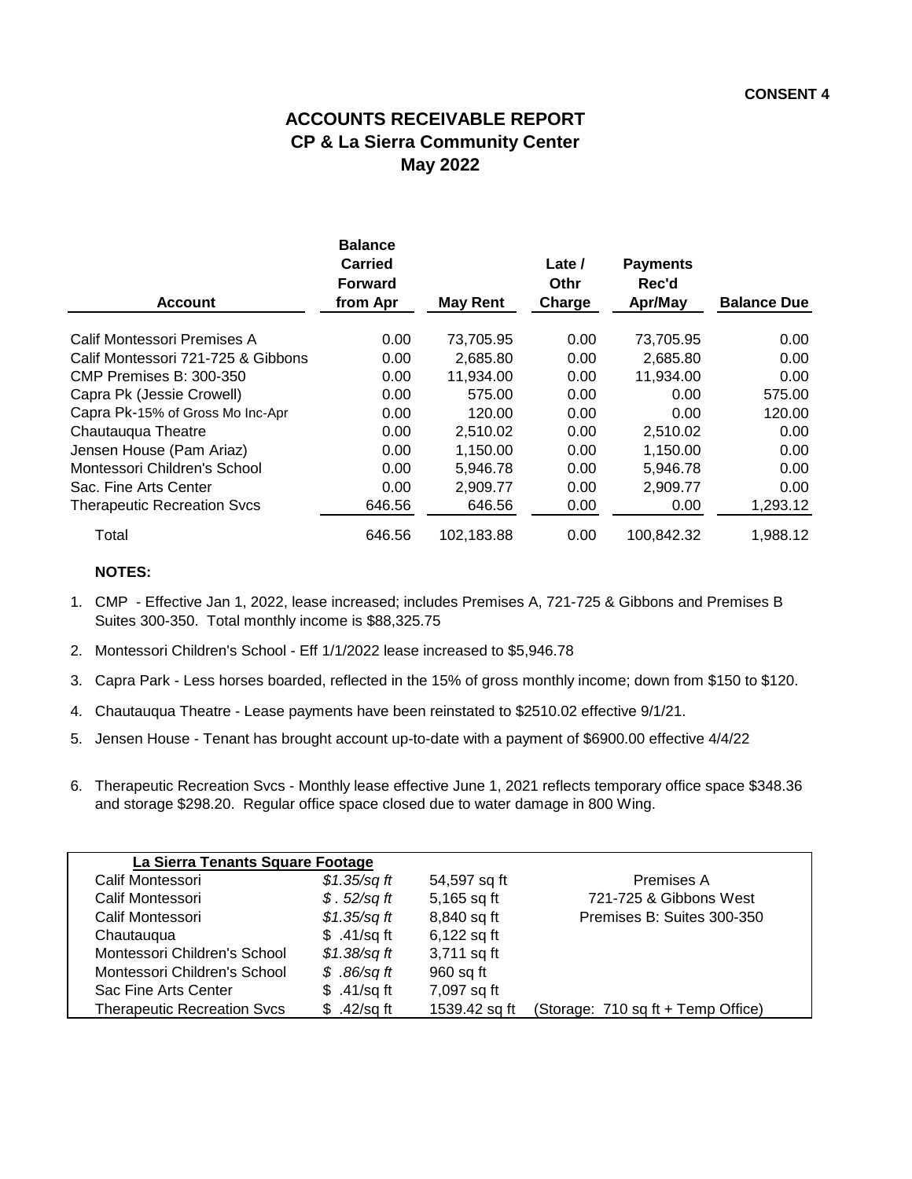**CONSENT 4**

# ACCOUNTS RECEIVABLE REPORT
## CP & La Sierra Community Center
## May 2022

| Account | Balance Carried Forward from Apr | May Rent | Late / Othr Charge | Payments Rec'd Apr/May | Balance Due |
|---|---|---|---|---|---|
| Calif Montessori Premises A | 0.00 | 73,705.95 | 0.00 | 73,705.95 | 0.00 |
| Calif Montessori 721-725 & Gibbons | 0.00 | 2,685.80 | 0.00 | 2,685.80 | 0.00 |
| CMP Premises B: 300-350 | 0.00 | 11,934.00 | 0.00 | 11,934.00 | 0.00 |
| Capra Pk (Jessie Crowell) | 0.00 | 575.00 | 0.00 | 0.00 | 575.00 |
| Capra Pk-15% of Gross Mo Inc-Apr | 0.00 | 120.00 | 0.00 | 0.00 | 120.00 |
| Chautauqua Theatre | 0.00 | 2,510.02 | 0.00 | 2,510.02 | 0.00 |
| Jensen House (Pam Ariaz) | 0.00 | 1,150.00 | 0.00 | 1,150.00 | 0.00 |
| Montessori Children's School | 0.00 | 5,946.78 | 0.00 | 5,946.78 | 0.00 |
| Sac. Fine Arts Center | 0.00 | 2,909.77 | 0.00 | 2,909.77 | 0.00 |
| Therapeutic Recreation Svcs | 646.56 | 646.56 | 0.00 | 0.00 | 1,293.12 |
| Total | 646.56 | 102,183.88 | 0.00 | 100,842.32 | 1,988.12 |

**NOTES:**

1. CMP - Effective Jan 1, 2022, lease increased; includes Premises A, 721-725 & Gibbons and Premises B Suites 300-350. Total monthly income is $88,325.75
2. Montessori Children's School - Eff 1/1/2022 lease increased to $5,946.78
3. Capra Park - Less horses boarded, reflected in the 15% of gross monthly income; down from $150 to $120.
4. Chautauqua Theatre - Lease payments have been reinstated to $2510.02 effective 9/1/21.
5. Jensen House - Tenant has brought account up-to-date with a payment of $6900.00 effective 4/4/22
6. Therapeutic Recreation Svcs - Monthly lease effective June 1, 2021 reflects temporary office space $348.36 and storage $298.20. Regular office space closed due to water damage in 800 Wing.

| La Sierra Tenants Square Footage | | | |
|---|---|---|---|
| Calif Montessori | *$1.35/sq ft* | 54,597 sq ft | Premises A |
| Calif Montessori | *$ . 52/sq ft* | 5,165 sq ft | 721-725 & Gibbons West |
| Calif Montessori | *$1.35/sq ft* | 8,840 sq ft | Premises B: Suites 300-350 |
| Chautauqua | $ .41/sq ft | 6,122 sq ft | |
| Montessori Children's School | *$1.38/sq ft* | 3,711 sq ft | |
| Montessori Children's School | *$ .86/sq ft* | 960 sq ft | |
| Sac Fine Arts Center | $ .41/sq ft | 7,097 sq ft | |
| Therapeutic Recreation Svcs | $ .42/sq ft | 1539.42 sq ft | (Storage: 710 sq ft + Temp Office) |